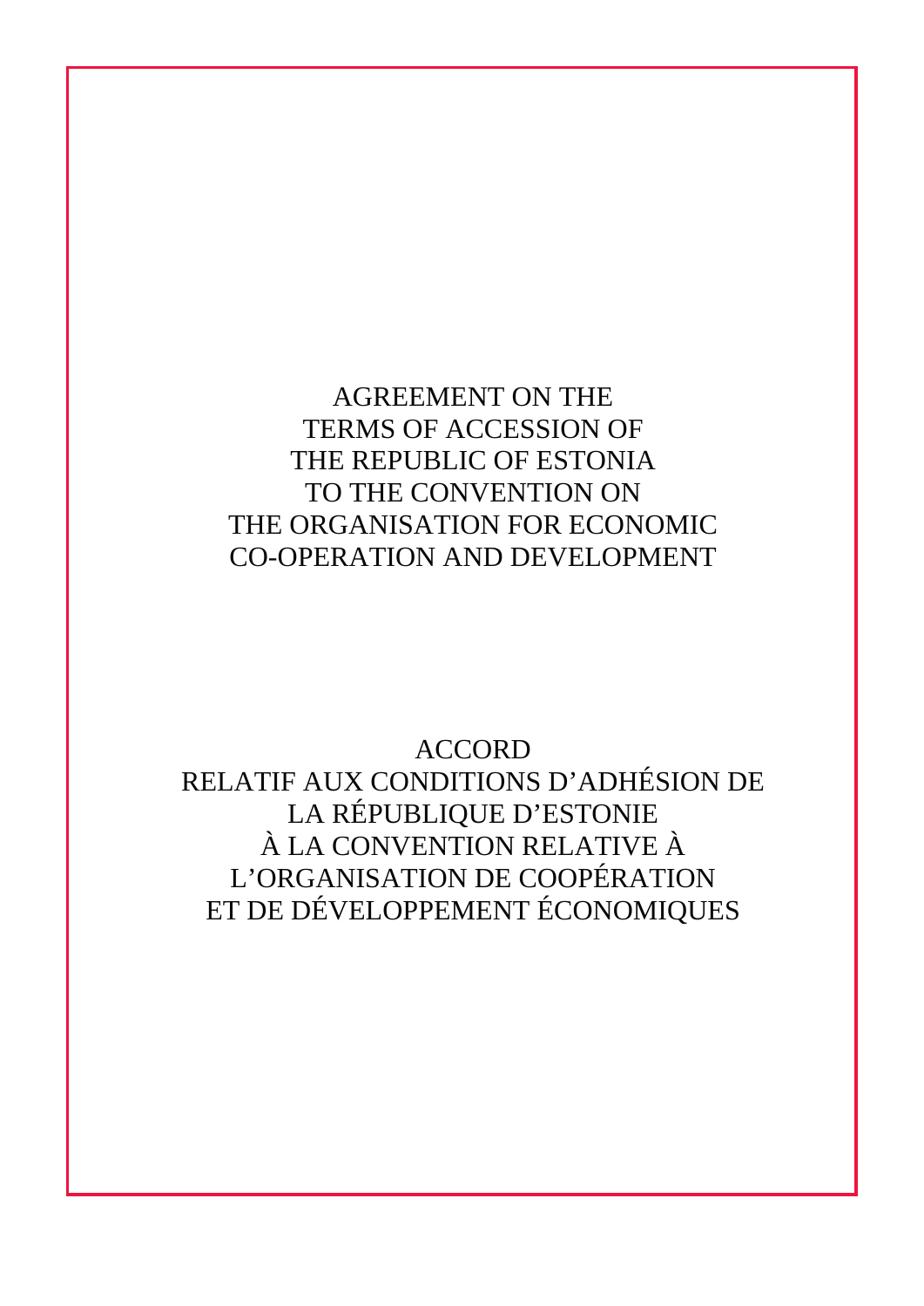# AGREEMENT ON THE TERMS OF ACCESSION OF THE REPUBLIC OF ESTONIA TO THE CONVENTION ON THE ORGANISATION FOR ECONOMIC CO-OPERATION AND DEVELOPMENT

# ACCORD RELATIF AUX CONDITIONS D'ADHÉSION DE LA RÉPUBLIQUE D'ESTONIE À LA CONVENTION RELATIVE À L'ORGANISATION DE COOPÉRATION ET DE DÉVELOPPEMENT ÉCONOMIQUES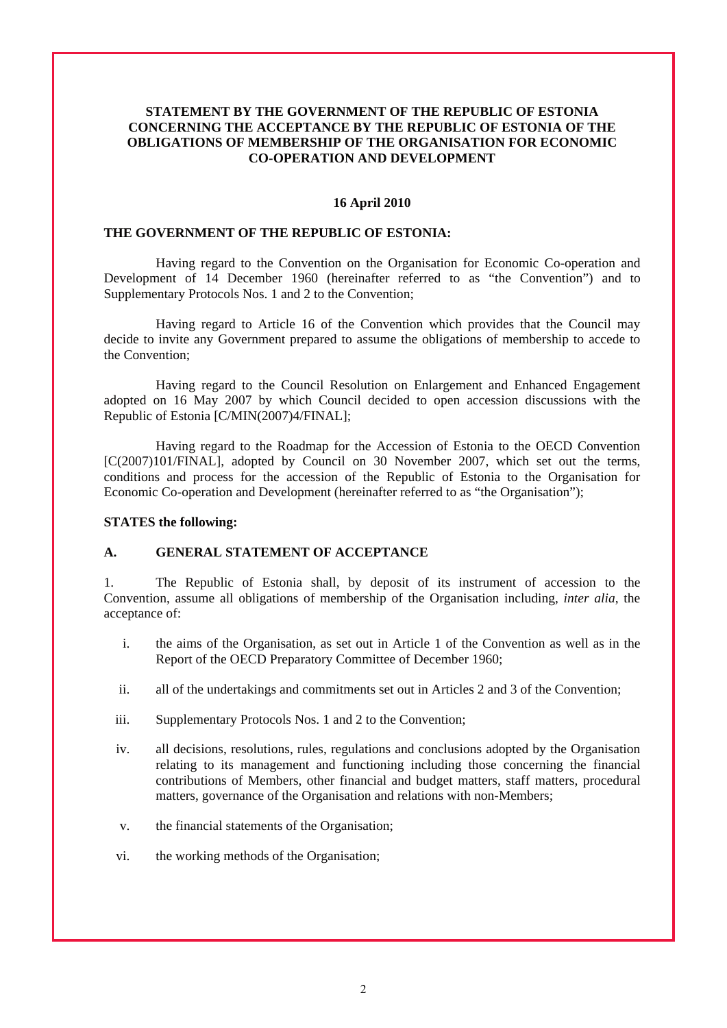**STATEMENT BY THE GOVERNMENT OF THE REPUBLIC OF ESTONIA CONCERNING THE ACCEPTANCE BY THE REPUBLIC OF ESTONIA OF THE OBLIGATIONS OF MEMBERSHIP OF THE ORGANISATION FOR ECONOMIC CO-OPERATION AND DEVELOPMENT**

**16 April 2010**

**THE GOVERNMENT OF THE REPUBLIC OF ESTONIA:**

Having regard to the Convention on the Organisation for Economic Co-operation and Development of 14 December 1960 (hereinafter referred to as "the Convention") and to Supplementary Protocols Nos. 1 and 2 to the Convention;

Having regard to Article 16 of the Convention which provides that the Council may decide to invite any Government prepared to assume the obligations of membership to accede to the Convention;

Having regard to the Council Resolution on Enlargement and Enhanced Engagement adopted on 16 May 2007 by which Council decided to open accession discussions with the Republic of Estonia [C/MIN(2007)4/FINAL];

Having regard to the Roadmap for the Accession of Estonia to the OECD Convention [C(2007)101/FINAL], adopted by Council on 30 November 2007, which set out the terms, conditions and process for the accession of the Republic of Estonia to the Organisation for Economic Co-operation and Development (hereinafter referred to as "the Organisation");

**STATES the following:**

**A. GENERAL STATEMENT OF ACCEPTANCE**

1. The Republic of Estonia shall, by deposit of its instrument of accession to the Convention, assume all obligations of membership of the Organisation including, *inter alia*, the acceptance of:

i. the aims of the Organisation, as set out in Article 1 of the Convention as well as in the Report of the OECD Preparatory Committee of December 1960;

ii. all of the undertakings and commitments set out in Articles 2 and 3 of the Convention;

iii. Supplementary Protocols Nos. 1 and 2 to the Convention;

iv. all decisions, resolutions, rules, regulations and conclusions adopted by the Organisation relating to its management and functioning including those concerning the financial contributions of Members, other financial and budget matters, staff matters, procedural matters, governance of the Organisation and relations with non-Members;

v. the financial statements of the Organisation;

vi. the working methods of the Organisation;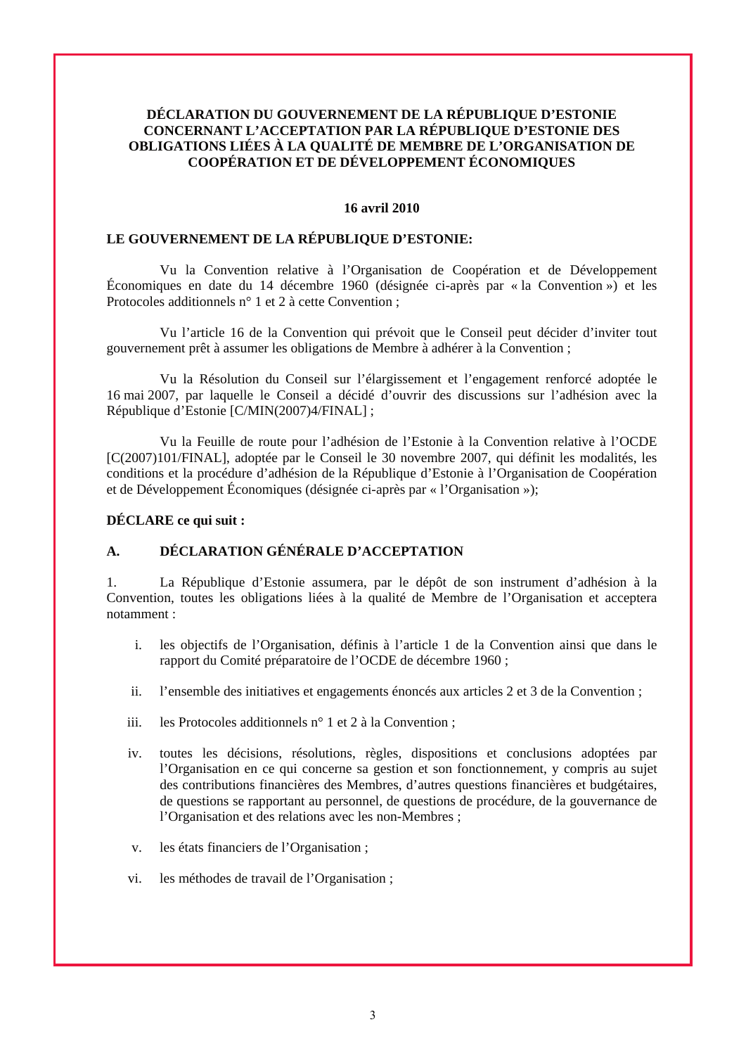**DÉCLARATION DU GOUVERNEMENT DE LA RÉPUBLIQUE D'ESTONIE CONCERNANT L'ACCEPTATION PAR LA RÉPUBLIQUE D'ESTONIE DES OBLIGATIONS LIÉES À LA QUALITÉ DE MEMBRE DE L'ORGANISATION DE COOPÉRATION ET DE DÉVELOPPEMENT ÉCONOMIQUES**

**16 avril 2010**

**LE GOUVERNEMENT DE LA RÉPUBLIQUE D'ESTONIE:**

Vu la Convention relative à l'Organisation de Coopération et de Développement Économiques en date du 14 décembre 1960 (désignée ci-après par « la Convention ») et les Protocoles additionnels n° 1 et 2 à cette Convention ;

Vu l'article 16 de la Convention qui prévoit que le Conseil peut décider d'inviter tout gouvernement prêt à assumer les obligations de Membre à adhérer à la Convention ;

Vu la Résolution du Conseil sur l'élargissement et l'engagement renforcé adoptée le 16 mai 2007, par laquelle le Conseil a décidé d'ouvrir des discussions sur l'adhésion avec la République d'Estonie [C/MIN(2007)4/FINAL] ;

Vu la Feuille de route pour l'adhésion de l'Estonie à la Convention relative à l'OCDE [C(2007)101/FINAL], adoptée par le Conseil le 30 novembre 2007, qui définit les modalités, les conditions et la procédure d'adhésion de la République d'Estonie à l'Organisation de Coopération et de Développement Économiques (désignée ci-après par « l'Organisation »);

**DÉCLARE ce qui suit :**

**A. DÉCLARATION GÉNÉRALE D'ACCEPTATION**

1. La République d'Estonie assumera, par le dépôt de son instrument d'adhésion à la Convention, toutes les obligations liées à la qualité de Membre de l'Organisation et acceptera notamment :

   i. les objectifs de l'Organisation, définis à l'article 1 de la Convention ainsi que dans le rapport du Comité préparatoire de l'OCDE de décembre 1960 ;

   ii. l'ensemble des initiatives et engagements énoncés aux articles 2 et 3 de la Convention ;

   iii. les Protocoles additionnels n° 1 et 2 à la Convention ;

   iv. toutes les décisions, résolutions, règles, dispositions et conclusions adoptées par l'Organisation en ce qui concerne sa gestion et son fonctionnement, y compris au sujet des contributions financières des Membres, d'autres questions financières et budgétaires, de questions se rapportant au personnel, de questions de procédure, de la gouvernance de l'Organisation et des relations avec les non-Membres ;

   v. les états financiers de l'Organisation ;

   vi. les méthodes de travail de l'Organisation ;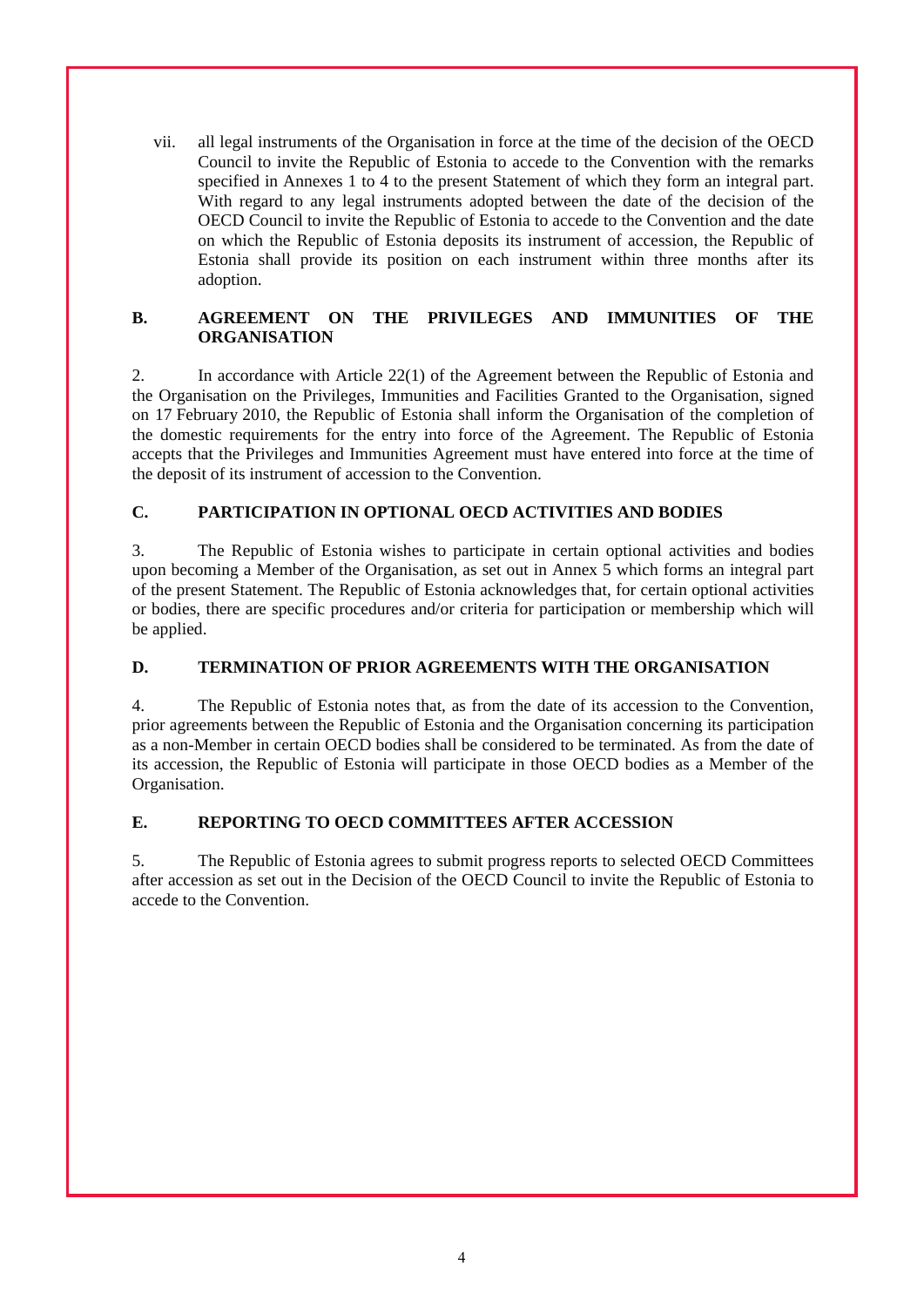vii. all legal instruments of the Organisation in force at the time of the decision of the OECD Council to invite the Republic of Estonia to accede to the Convention with the remarks specified in Annexes 1 to 4 to the present Statement of which they form an integral part. With regard to any legal instruments adopted between the date of the decision of the OECD Council to invite the Republic of Estonia to accede to the Convention and the date on which the Republic of Estonia deposits its instrument of accession, the Republic of Estonia shall provide its position on each instrument within three months after its adoption.

## B. AGREEMENT ON THE PRIVILEGES AND IMMUNITIES OF THE ORGANISATION

2. In accordance with Article 22(1) of the Agreement between the Republic of Estonia and the Organisation on the Privileges, Immunities and Facilities Granted to the Organisation, signed on 17 February 2010, the Republic of Estonia shall inform the Organisation of the completion of the domestic requirements for the entry into force of the Agreement. The Republic of Estonia accepts that the Privileges and Immunities Agreement must have entered into force at the time of the deposit of its instrument of accession to the Convention.

## C. PARTICIPATION IN OPTIONAL OECD ACTIVITIES AND BODIES

3. The Republic of Estonia wishes to participate in certain optional activities and bodies upon becoming a Member of the Organisation, as set out in Annex 5 which forms an integral part of the present Statement. The Republic of Estonia acknowledges that, for certain optional activities or bodies, there are specific procedures and/or criteria for participation or membership which will be applied.

## D. TERMINATION OF PRIOR AGREEMENTS WITH THE ORGANISATION

4. The Republic of Estonia notes that, as from the date of its accession to the Convention, prior agreements between the Republic of Estonia and the Organisation concerning its participation as a non-Member in certain OECD bodies shall be considered to be terminated. As from the date of its accession, the Republic of Estonia will participate in those OECD bodies as a Member of the Organisation.

## E. REPORTING TO OECD COMMITTEES AFTER ACCESSION

5. The Republic of Estonia agrees to submit progress reports to selected OECD Committees after accession as set out in the Decision of the OECD Council to invite the Republic of Estonia to accede to the Convention.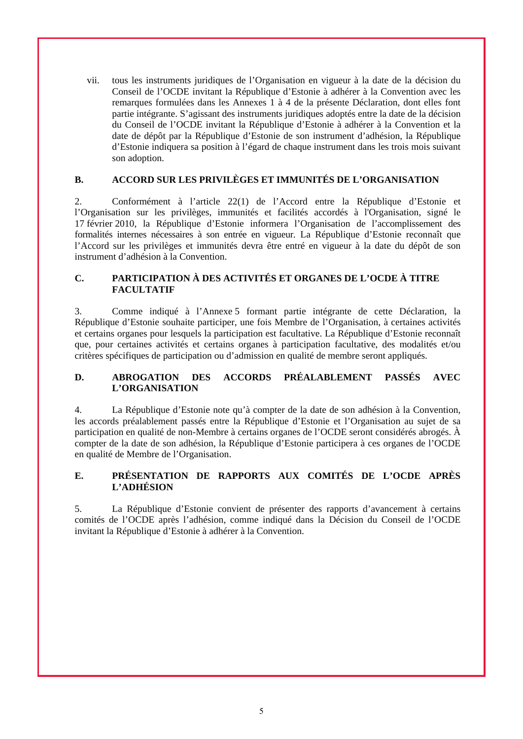vii. tous les instruments juridiques de l'Organisation en vigueur à la date de la décision du Conseil de l'OCDE invitant la République d'Estonie à adhérer à la Convention avec les remarques formulées dans les Annexes 1 à 4 de la présente Déclaration, dont elles font partie intégrante. S'agissant des instruments juridiques adoptés entre la date de la décision du Conseil de l'OCDE invitant la République d'Estonie à adhérer à la Convention et la date de dépôt par la République d'Estonie de son instrument d'adhésion, la République d'Estonie indiquera sa position à l'égard de chaque instrument dans les trois mois suivant son adoption.

## B. ACCORD SUR LES PRIVILÈGES ET IMMUNITÉS DE L'ORGANISATION

2. Conformément à l'article 22(1) de l'Accord entre la République d'Estonie et l'Organisation sur les privilèges, immunités et facilités accordés à l'Organisation, signé le 17 février 2010, la République d'Estonie informera l'Organisation de l'accomplissement des formalités internes nécessaires à son entrée en vigueur. La République d'Estonie reconnaît que l'Accord sur les privilèges et immunités devra être entré en vigueur à la date du dépôt de son instrument d'adhésion à la Convention.

## C. PARTICIPATION À DES ACTIVITÉS ET ORGANES DE L'OCDE À TITRE FACULTATIF

3. Comme indiqué à l'Annexe 5 formant partie intégrante de cette Déclaration, la République d'Estonie souhaite participer, une fois Membre de l'Organisation, à certaines activités et certains organes pour lesquels la participation est facultative. La République d'Estonie reconnaît que, pour certaines activités et certains organes à participation facultative, des modalités et/ou critères spécifiques de participation ou d'admission en qualité de membre seront appliqués.

## D. ABROGATION DES ACCORDS PRÉALABLEMENT PASSÉS AVEC L'ORGANISATION

4. La République d'Estonie note qu'à compter de la date de son adhésion à la Convention, les accords préalablement passés entre la République d'Estonie et l'Organisation au sujet de sa participation en qualité de non-Membre à certains organes de l'OCDE seront considérés abrogés. À compter de la date de son adhésion, la République d'Estonie participera à ces organes de l'OCDE en qualité de Membre de l'Organisation.

## E. PRÉSENTATION DE RAPPORTS AUX COMITÉS DE L'OCDE APRÈS L'ADHÉSION

5. La République d'Estonie convient de présenter des rapports d'avancement à certains comités de l'OCDE après l'adhésion, comme indiqué dans la Décision du Conseil de l'OCDE invitant la République d'Estonie à adhérer à la Convention.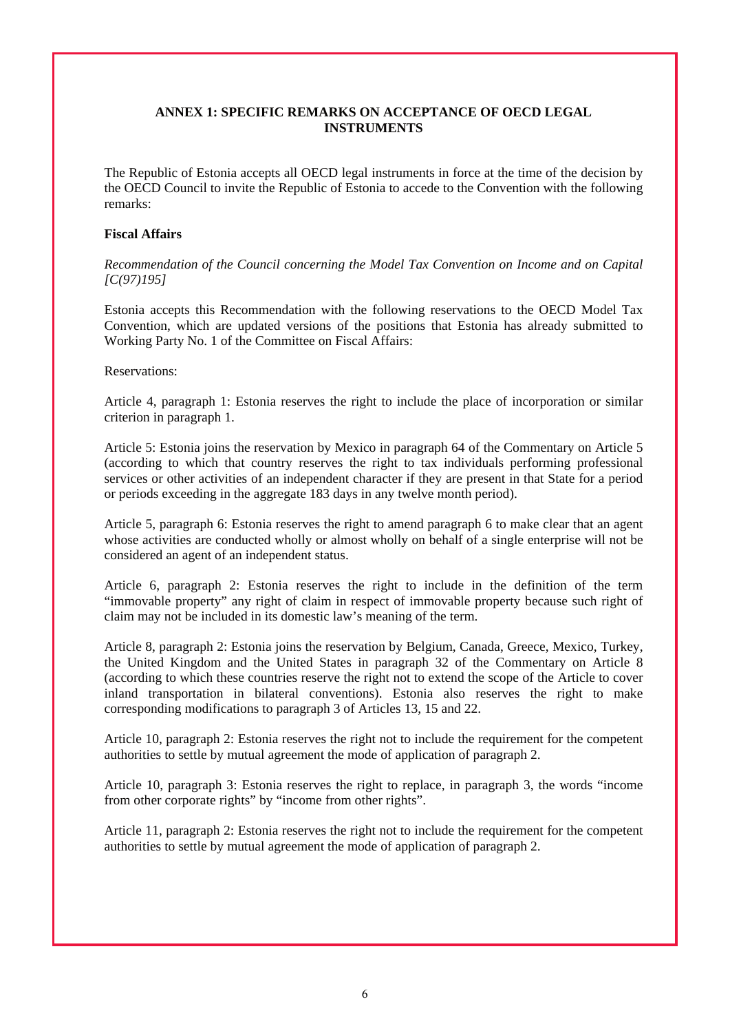## ANNEX 1: SPECIFIC REMARKS ON ACCEPTANCE OF OECD LEGAL INSTRUMENTS

The Republic of Estonia accepts all OECD legal instruments in force at the time of the decision by the OECD Council to invite the Republic of Estonia to accede to the Convention with the following remarks:

### Fiscal Affairs

*Recommendation of the Council concerning the Model Tax Convention on Income and on Capital [C(97)195]*

Estonia accepts this Recommendation with the following reservations to the OECD Model Tax Convention, which are updated versions of the positions that Estonia has already submitted to Working Party No. 1 of the Committee on Fiscal Affairs:

Reservations:

Article 4, paragraph 1: Estonia reserves the right to include the place of incorporation or similar criterion in paragraph 1.

Article 5: Estonia joins the reservation by Mexico in paragraph 64 of the Commentary on Article 5 (according to which that country reserves the right to tax individuals performing professional services or other activities of an independent character if they are present in that State for a period or periods exceeding in the aggregate 183 days in any twelve month period).

Article 5, paragraph 6: Estonia reserves the right to amend paragraph 6 to make clear that an agent whose activities are conducted wholly or almost wholly on behalf of a single enterprise will not be considered an agent of an independent status.

Article 6, paragraph 2: Estonia reserves the right to include in the definition of the term "immovable property" any right of claim in respect of immovable property because such right of claim may not be included in its domestic law's meaning of the term.

Article 8, paragraph 2: Estonia joins the reservation by Belgium, Canada, Greece, Mexico, Turkey, the United Kingdom and the United States in paragraph 32 of the Commentary on Article 8 (according to which these countries reserve the right not to extend the scope of the Article to cover inland transportation in bilateral conventions). Estonia also reserves the right to make corresponding modifications to paragraph 3 of Articles 13, 15 and 22.

Article 10, paragraph 2: Estonia reserves the right not to include the requirement for the competent authorities to settle by mutual agreement the mode of application of paragraph 2.

Article 10, paragraph 3: Estonia reserves the right to replace, in paragraph 3, the words "income from other corporate rights" by "income from other rights".

Article 11, paragraph 2: Estonia reserves the right not to include the requirement for the competent authorities to settle by mutual agreement the mode of application of paragraph 2.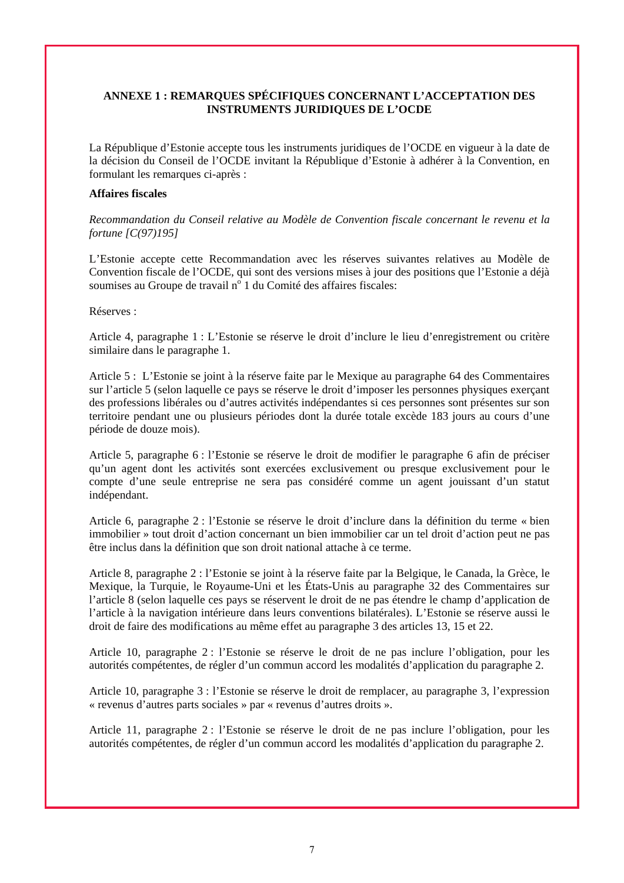**ANNEXE 1 : REMARQUES SPÉCIFIQUES CONCERNANT L'ACCEPTATION DES INSTRUMENTS JURIDIQUES DE L'OCDE**

La République d'Estonie accepte tous les instruments juridiques de l'OCDE en vigueur à la date de la décision du Conseil de l'OCDE invitant la République d'Estonie à adhérer à la Convention, en formulant les remarques ci-après :

**Affaires fiscales**

*Recommandation du Conseil relative au Modèle de Convention fiscale concernant le revenu et la fortune [C(97)195]*

L'Estonie accepte cette Recommandation avec les réserves suivantes relatives au Modèle de Convention fiscale de l'OCDE, qui sont des versions mises à jour des positions que l'Estonie a déjà soumises au Groupe de travail n° 1 du Comité des affaires fiscales:

Réserves :

Article 4, paragraphe 1 : L'Estonie se réserve le droit d'inclure le lieu d'enregistrement ou critère similaire dans le paragraphe 1.

Article 5 : L'Estonie se joint à la réserve faite par le Mexique au paragraphe 64 des Commentaires sur l'article 5 (selon laquelle ce pays se réserve le droit d'imposer les personnes physiques exerçant des professions libérales ou d'autres activités indépendantes si ces personnes sont présentes sur son territoire pendant une ou plusieurs périodes dont la durée totale excède 183 jours au cours d'une période de douze mois).

Article 5, paragraphe 6 : l'Estonie se réserve le droit de modifier le paragraphe 6 afin de préciser qu'un agent dont les activités sont exercées exclusivement ou presque exclusivement pour le compte d'une seule entreprise ne sera pas considéré comme un agent jouissant d'un statut indépendant.

Article 6, paragraphe 2 : l'Estonie se réserve le droit d'inclure dans la définition du terme « bien immobilier » tout droit d'action concernant un bien immobilier car un tel droit d'action peut ne pas être inclus dans la définition que son droit national attache à ce terme.

Article 8, paragraphe 2 : l'Estonie se joint à la réserve faite par la Belgique, le Canada, la Grèce, le Mexique, la Turquie, le Royaume-Uni et les États-Unis au paragraphe 32 des Commentaires sur l'article 8 (selon laquelle ces pays se réservent le droit de ne pas étendre le champ d'application de l'article à la navigation intérieure dans leurs conventions bilatérales). L'Estonie se réserve aussi le droit de faire des modifications au même effet au paragraphe 3 des articles 13, 15 et 22.

Article 10, paragraphe 2 : l'Estonie se réserve le droit de ne pas inclure l'obligation, pour les autorités compétentes, de régler d'un commun accord les modalités d'application du paragraphe 2.

Article 10, paragraphe 3 : l'Estonie se réserve le droit de remplacer, au paragraphe 3, l'expression « revenus d'autres parts sociales » par « revenus d'autres droits ».

Article 11, paragraphe 2 : l'Estonie se réserve le droit de ne pas inclure l'obligation, pour les autorités compétentes, de régler d'un commun accord les modalités d'application du paragraphe 2.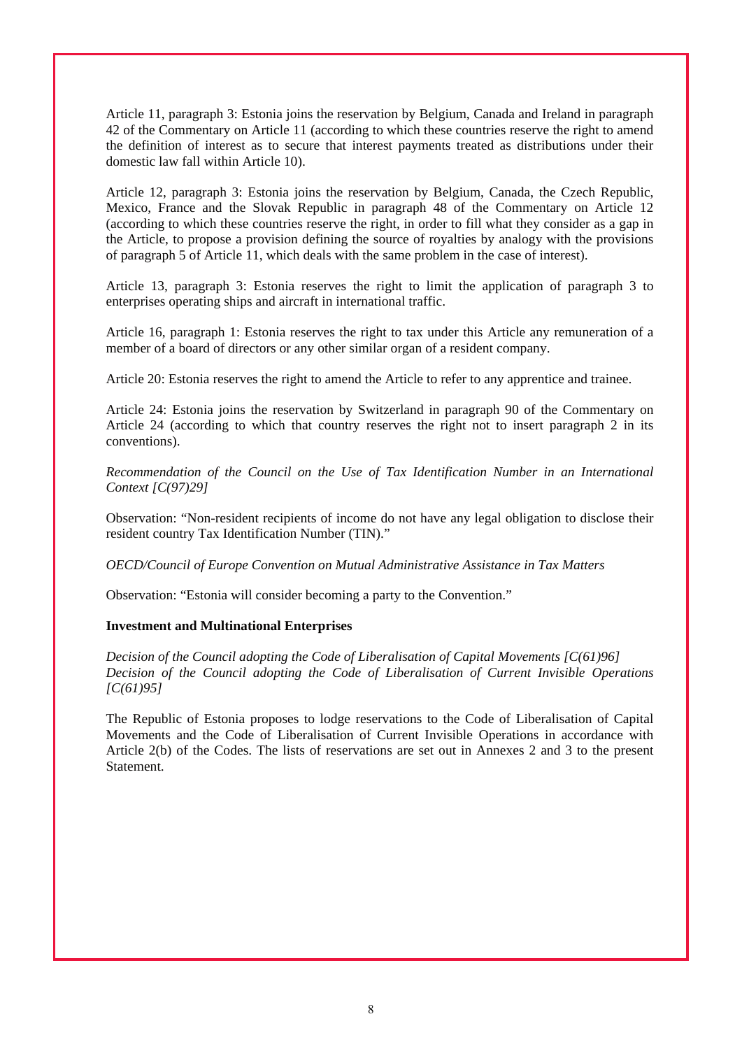Article 11, paragraph 3: Estonia joins the reservation by Belgium, Canada and Ireland in paragraph 42 of the Commentary on Article 11 (according to which these countries reserve the right to amend the definition of interest as to secure that interest payments treated as distributions under their domestic law fall within Article 10).

Article 12, paragraph 3: Estonia joins the reservation by Belgium, Canada, the Czech Republic, Mexico, France and the Slovak Republic in paragraph 48 of the Commentary on Article 12 (according to which these countries reserve the right, in order to fill what they consider as a gap in the Article, to propose a provision defining the source of royalties by analogy with the provisions of paragraph 5 of Article 11, which deals with the same problem in the case of interest).

Article 13, paragraph 3: Estonia reserves the right to limit the application of paragraph 3 to enterprises operating ships and aircraft in international traffic.

Article 16, paragraph 1: Estonia reserves the right to tax under this Article any remuneration of a member of a board of directors or any other similar organ of a resident company.

Article 20: Estonia reserves the right to amend the Article to refer to any apprentice and trainee.

Article 24: Estonia joins the reservation by Switzerland in paragraph 90 of the Commentary on Article 24 (according to which that country reserves the right not to insert paragraph 2 in its conventions).

*Recommendation of the Council on the Use of Tax Identification Number in an International Context [C(97)29]*

Observation: "Non-resident recipients of income do not have any legal obligation to disclose their resident country Tax Identification Number (TIN)."

*OECD/Council of Europe Convention on Mutual Administrative Assistance in Tax Matters*

Observation: "Estonia will consider becoming a party to the Convention."

**Investment and Multinational Enterprises**

*Decision of the Council adopting the Code of Liberalisation of Capital Movements [C(61)96]*
*Decision of the Council adopting the Code of Liberalisation of Current Invisible Operations [C(61)95]*

The Republic of Estonia proposes to lodge reservations to the Code of Liberalisation of Capital Movements and the Code of Liberalisation of Current Invisible Operations in accordance with Article 2(b) of the Codes. The lists of reservations are set out in Annexes 2 and 3 to the present Statement.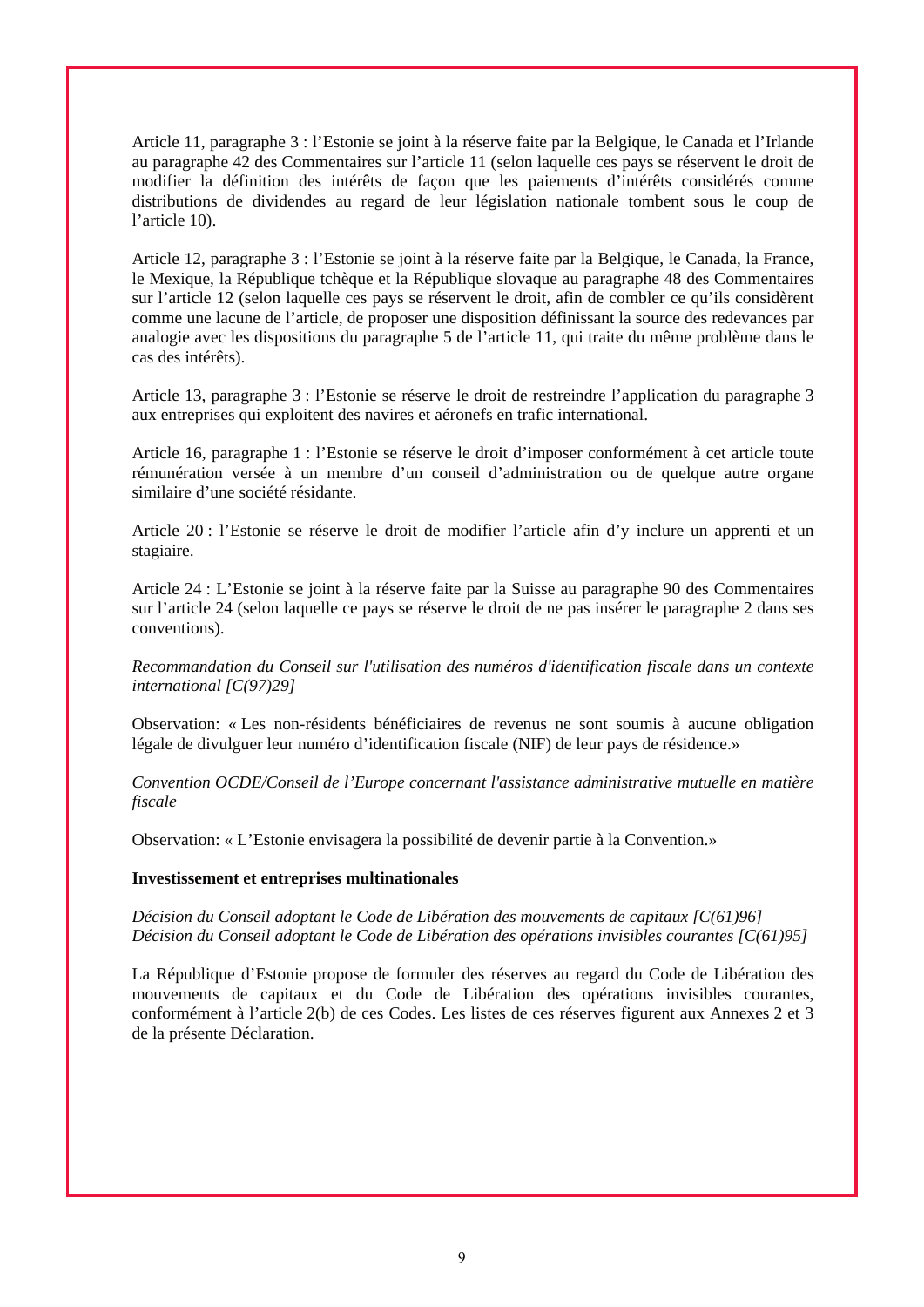Article 11, paragraphe 3 : l'Estonie se joint à la réserve faite par la Belgique, le Canada et l'Irlande au paragraphe 42 des Commentaires sur l'article 11 (selon laquelle ces pays se réservent le droit de modifier la définition des intérêts de façon que les paiements d'intérêts considérés comme distributions de dividendes au regard de leur législation nationale tombent sous le coup de l'article 10).

Article 12, paragraphe 3 : l'Estonie se joint à la réserve faite par la Belgique, le Canada, la France, le Mexique, la République tchèque et la République slovaque au paragraphe 48 des Commentaires sur l'article 12 (selon laquelle ces pays se réservent le droit, afin de combler ce qu'ils considèrent comme une lacune de l'article, de proposer une disposition définissant la source des redevances par analogie avec les dispositions du paragraphe 5 de l'article 11, qui traite du même problème dans le cas des intérêts).

Article 13, paragraphe 3 : l'Estonie se réserve le droit de restreindre l'application du paragraphe 3 aux entreprises qui exploitent des navires et aéronefs en trafic international.

Article 16, paragraphe 1 : l'Estonie se réserve le droit d'imposer conformément à cet article toute rémunération versée à un membre d'un conseil d'administration ou de quelque autre organe similaire d'une société résidante.

Article 20 : l'Estonie se réserve le droit de modifier l'article afin d'y inclure un apprenti et un stagiaire.

Article 24 : L'Estonie se joint à la réserve faite par la Suisse au paragraphe 90 des Commentaires sur l'article 24 (selon laquelle ce pays se réserve le droit de ne pas insérer le paragraphe 2 dans ses conventions).

*Recommandation du Conseil sur l'utilisation des numéros d'identification fiscale dans un contexte international [C(97)29]*

Observation: « Les non-résidents bénéficiaires de revenus ne sont soumis à aucune obligation légale de divulguer leur numéro d'identification fiscale (NIF) de leur pays de résidence.»

*Convention OCDE/Conseil de l'Europe concernant l'assistance administrative mutuelle en matière fiscale*

Observation: « L'Estonie envisagera la possibilité de devenir partie à la Convention.»

**Investissement et entreprises multinationales**

*Décision du Conseil adoptant le Code de Libération des mouvements de capitaux [C(61)96]*
*Décision du Conseil adoptant le Code de Libération des opérations invisibles courantes [C(61)95]*

La République d'Estonie propose de formuler des réserves au regard du Code de Libération des mouvements de capitaux et du Code de Libération des opérations invisibles courantes, conformément à l'article 2(b) de ces Codes. Les listes de ces réserves figurent aux Annexes 2 et 3 de la présente Déclaration.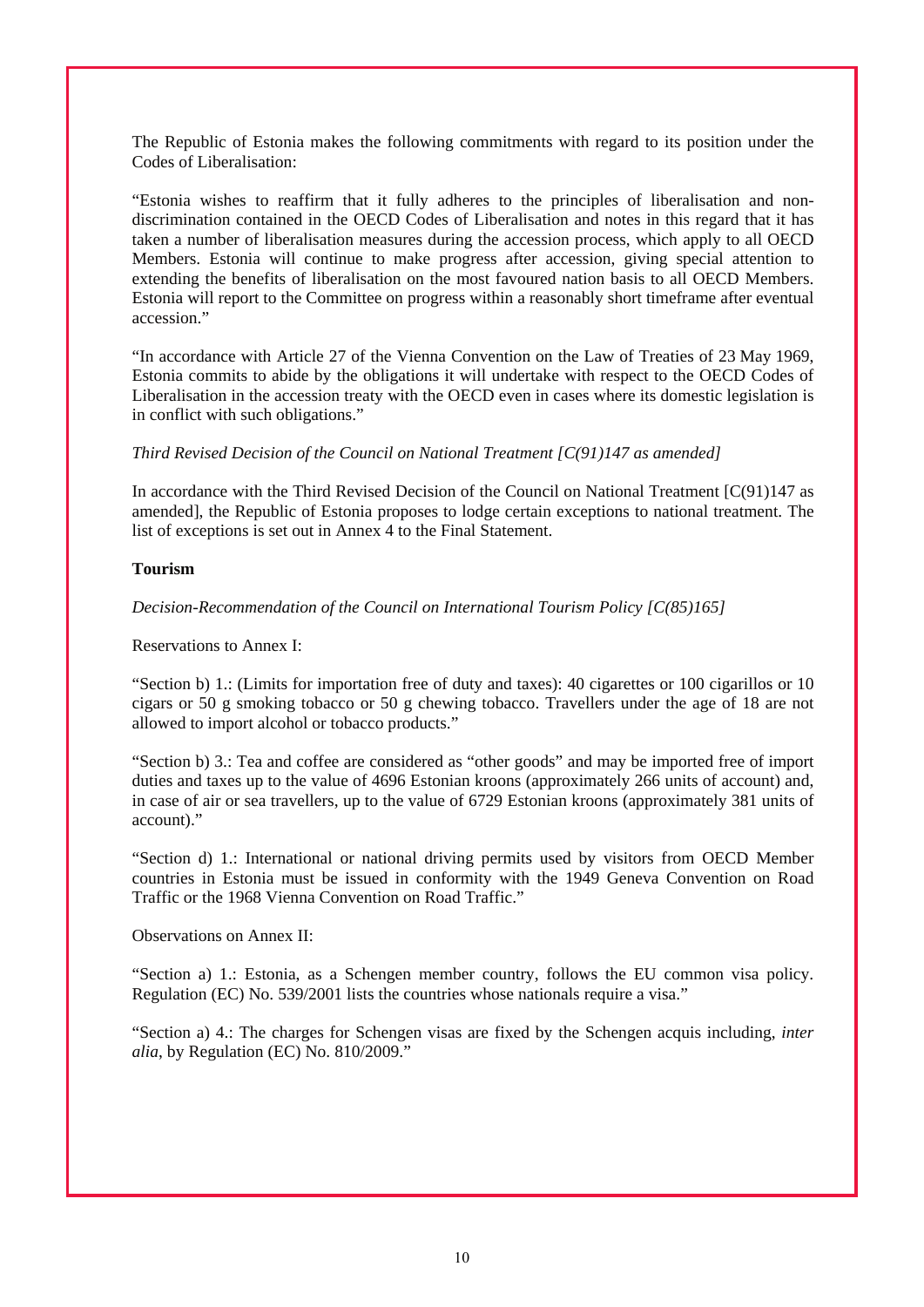The Republic of Estonia makes the following commitments with regard to its position under the Codes of Liberalisation:

"Estonia wishes to reaffirm that it fully adheres to the principles of liberalisation and non-discrimination contained in the OECD Codes of Liberalisation and notes in this regard that it has taken a number of liberalisation measures during the accession process, which apply to all OECD Members. Estonia will continue to make progress after accession, giving special attention to extending the benefits of liberalisation on the most favoured nation basis to all OECD Members. Estonia will report to the Committee on progress within a reasonably short timeframe after eventual accession."

"In accordance with Article 27 of the Vienna Convention on the Law of Treaties of 23 May 1969, Estonia commits to abide by the obligations it will undertake with respect to the OECD Codes of Liberalisation in the accession treaty with the OECD even in cases where its domestic legislation is in conflict with such obligations."

*Third Revised Decision of the Council on National Treatment [C(91)147 as amended]*

In accordance with the Third Revised Decision of the Council on National Treatment [C(91)147 as amended], the Republic of Estonia proposes to lodge certain exceptions to national treatment. The list of exceptions is set out in Annex 4 to the Final Statement.

**Tourism**

*Decision-Recommendation of the Council on International Tourism Policy [C(85)165]*

Reservations to Annex I:

"Section b) 1.: (Limits for importation free of duty and taxes): 40 cigarettes or 100 cigarillos or 10 cigars or 50 g smoking tobacco or 50 g chewing tobacco. Travellers under the age of 18 are not allowed to import alcohol or tobacco products."

"Section b) 3.: Tea and coffee are considered as "other goods" and may be imported free of import duties and taxes up to the value of 4696 Estonian kroons (approximately 266 units of account) and, in case of air or sea travellers, up to the value of 6729 Estonian kroons (approximately 381 units of account)."

"Section d) 1.: International or national driving permits used by visitors from OECD Member countries in Estonia must be issued in conformity with the 1949 Geneva Convention on Road Traffic or the 1968 Vienna Convention on Road Traffic."

Observations on Annex II:

"Section a) 1.: Estonia, as a Schengen member country, follows the EU common visa policy. Regulation (EC) No. 539/2001 lists the countries whose nationals require a visa."

"Section a) 4.: The charges for Schengen visas are fixed by the Schengen acquis including, *inter alia*, by Regulation (EC) No. 810/2009."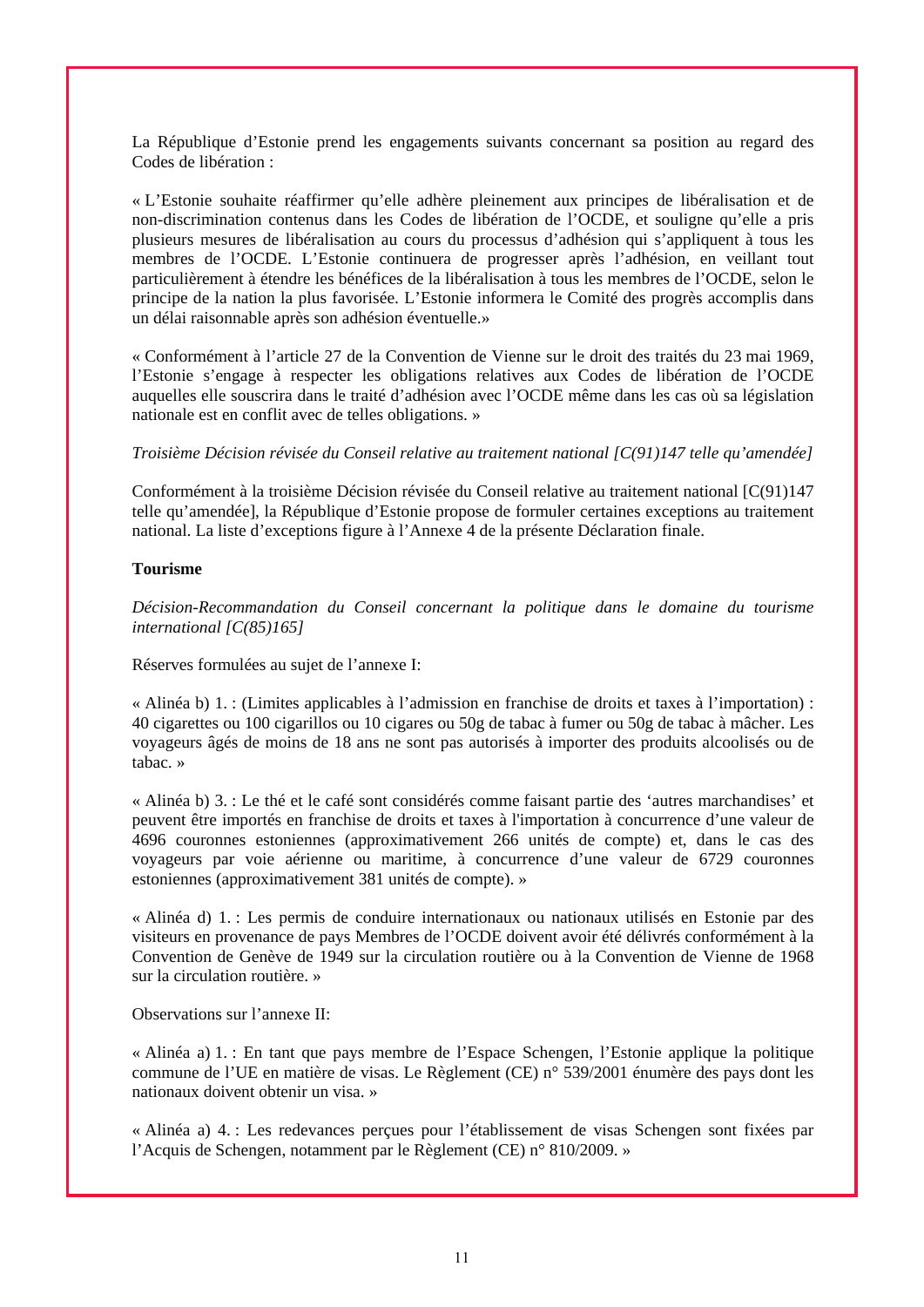La République d'Estonie prend les engagements suivants concernant sa position au regard des Codes de libération :

« L'Estonie souhaite réaffirmer qu'elle adhère pleinement aux principes de libéralisation et de non-discrimination contenus dans les Codes de libération de l'OCDE, et souligne qu'elle a pris plusieurs mesures de libéralisation au cours du processus d'adhésion qui s'appliquent à tous les membres de l'OCDE. L'Estonie continuera de progresser après l'adhésion, en veillant tout particulièrement à étendre les bénéfices de la libéralisation à tous les membres de l'OCDE, selon le principe de la nation la plus favorisée. L'Estonie informera le Comité des progrès accomplis dans un délai raisonnable après son adhésion éventuelle.»

« Conformément à l'article 27 de la Convention de Vienne sur le droit des traités du 23 mai 1969, l'Estonie s'engage à respecter les obligations relatives aux Codes de libération de l'OCDE auxquelles elle souscrira dans le traité d'adhésion avec l'OCDE même dans les cas où sa législation nationale est en conflit avec de telles obligations. »

*Troisième Décision révisée du Conseil relative au traitement national [C(91)147 telle qu'amendée]*

Conformément à la troisième Décision révisée du Conseil relative au traitement national [C(91)147 telle qu'amendée], la République d'Estonie propose de formuler certaines exceptions au traitement national. La liste d'exceptions figure à l'Annexe 4 de la présente Déclaration finale.

**Tourisme**

*Décision-Recommandation du Conseil concernant la politique dans le domaine du tourisme international [C(85)165]*

Réserves formulées au sujet de l'annexe I:

« Alinéa b) 1. : (Limites applicables à l'admission en franchise de droits et taxes à l'importation) : 40 cigarettes ou 100 cigarillos ou 10 cigares ou 50g de tabac à fumer ou 50g de tabac à mâcher. Les voyageurs âgés de moins de 18 ans ne sont pas autorisés à importer des produits alcoolisés ou de tabac. »

« Alinéa b) 3. : Le thé et le café sont considérés comme faisant partie des 'autres marchandises' et peuvent être importés en franchise de droits et taxes à l'importation à concurrence d'une valeur de 4696 couronnes estoniennes (approximativement 266 unités de compte) et, dans le cas des voyageurs par voie aérienne ou maritime, à concurrence d'une valeur de 6729 couronnes estoniennes (approximativement 381 unités de compte). »

« Alinéa d) 1. : Les permis de conduire internationaux ou nationaux utilisés en Estonie par des visiteurs en provenance de pays Membres de l'OCDE doivent avoir été délivrés conformément à la Convention de Genève de 1949 sur la circulation routière ou à la Convention de Vienne de 1968 sur la circulation routière. »

Observations sur l'annexe II:

« Alinéa a) 1. : En tant que pays membre de l'Espace Schengen, l'Estonie applique la politique commune de l'UE en matière de visas. Le Règlement (CE) n° 539/2001 énumère des pays dont les nationaux doivent obtenir un visa. »

« Alinéa a) 4. : Les redevances perçues pour l'établissement de visas Schengen sont fixées par l'Acquis de Schengen, notamment par le Règlement (CE) n° 810/2009. »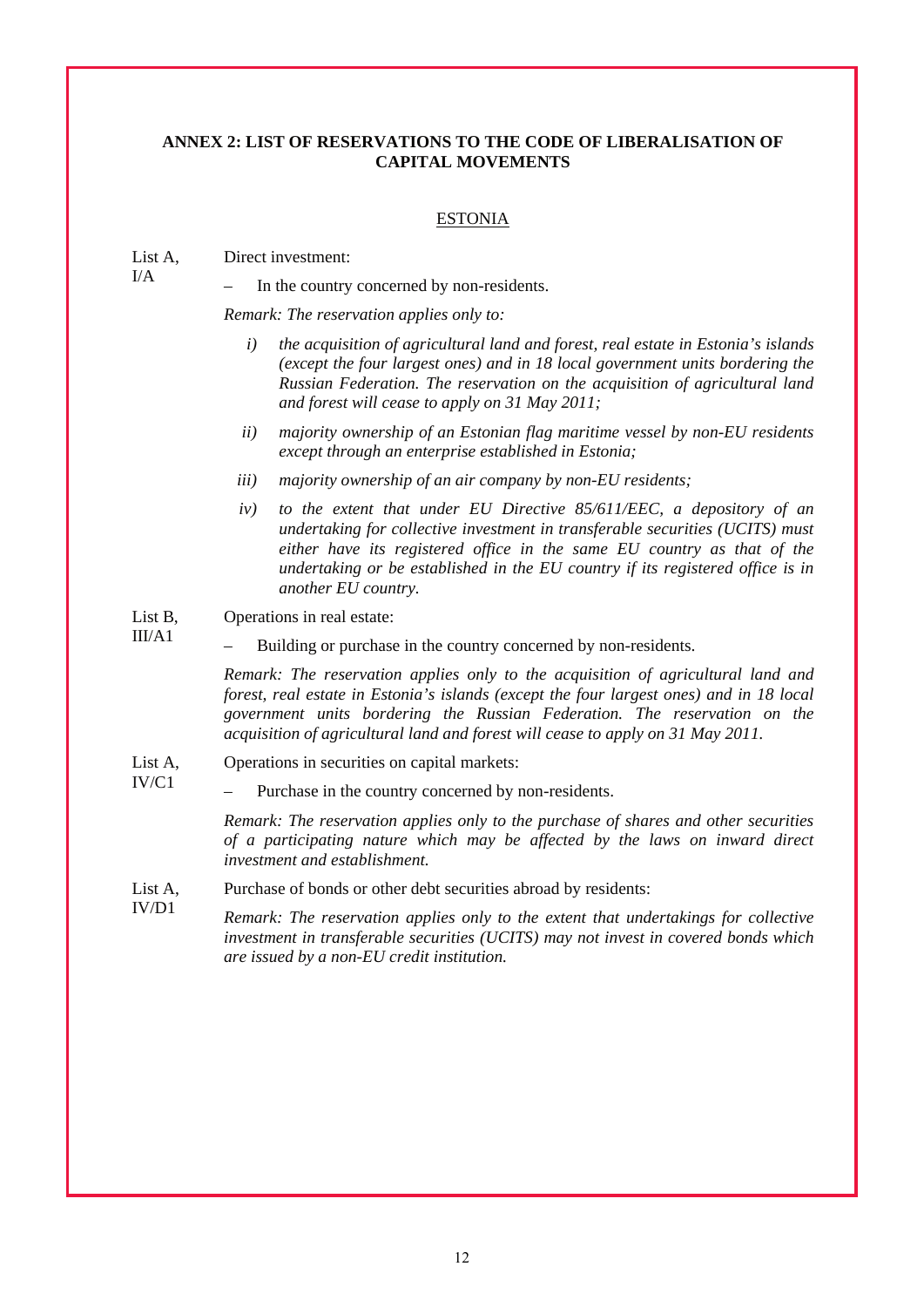## ANNEX 2: LIST OF RESERVATIONS TO THE CODE OF LIBERALISATION OF CAPITAL MOVEMENTS

### ESTONIA

List A, I/A

Direct investment:

– In the country concerned by non-residents.

*Remark: The reservation applies only to:*

*i) the acquisition of agricultural land and forest, real estate in Estonia's islands (except the four largest ones) and in 18 local government units bordering the Russian Federation. The reservation on the acquisition of agricultural land and forest will cease to apply on 31 May 2011;*

*ii) majority ownership of an Estonian flag maritime vessel by non-EU residents except through an enterprise established in Estonia;*

*iii) majority ownership of an air company by non-EU residents;*

*iv) to the extent that under EU Directive 85/611/EEC, a depository of an undertaking for collective investment in transferable securities (UCITS) must either have its registered office in the same EU country as that of the undertaking or be established in the EU country if its registered office is in another EU country.*

List B, III/A1

Operations in real estate:

– Building or purchase in the country concerned by non-residents.

*Remark: The reservation applies only to the acquisition of agricultural land and forest, real estate in Estonia's islands (except the four largest ones) and in 18 local government units bordering the Russian Federation. The reservation on the acquisition of agricultural land and forest will cease to apply on 31 May 2011.*

List A, IV/C1

Operations in securities on capital markets:

– Purchase in the country concerned by non-residents.

*Remark: The reservation applies only to the purchase of shares and other securities of a participating nature which may be affected by the laws on inward direct investment and establishment.*

List A, IV/D1

Purchase of bonds or other debt securities abroad by residents:

*Remark: The reservation applies only to the extent that undertakings for collective investment in transferable securities (UCITS) may not invest in covered bonds which are issued by a non-EU credit institution.*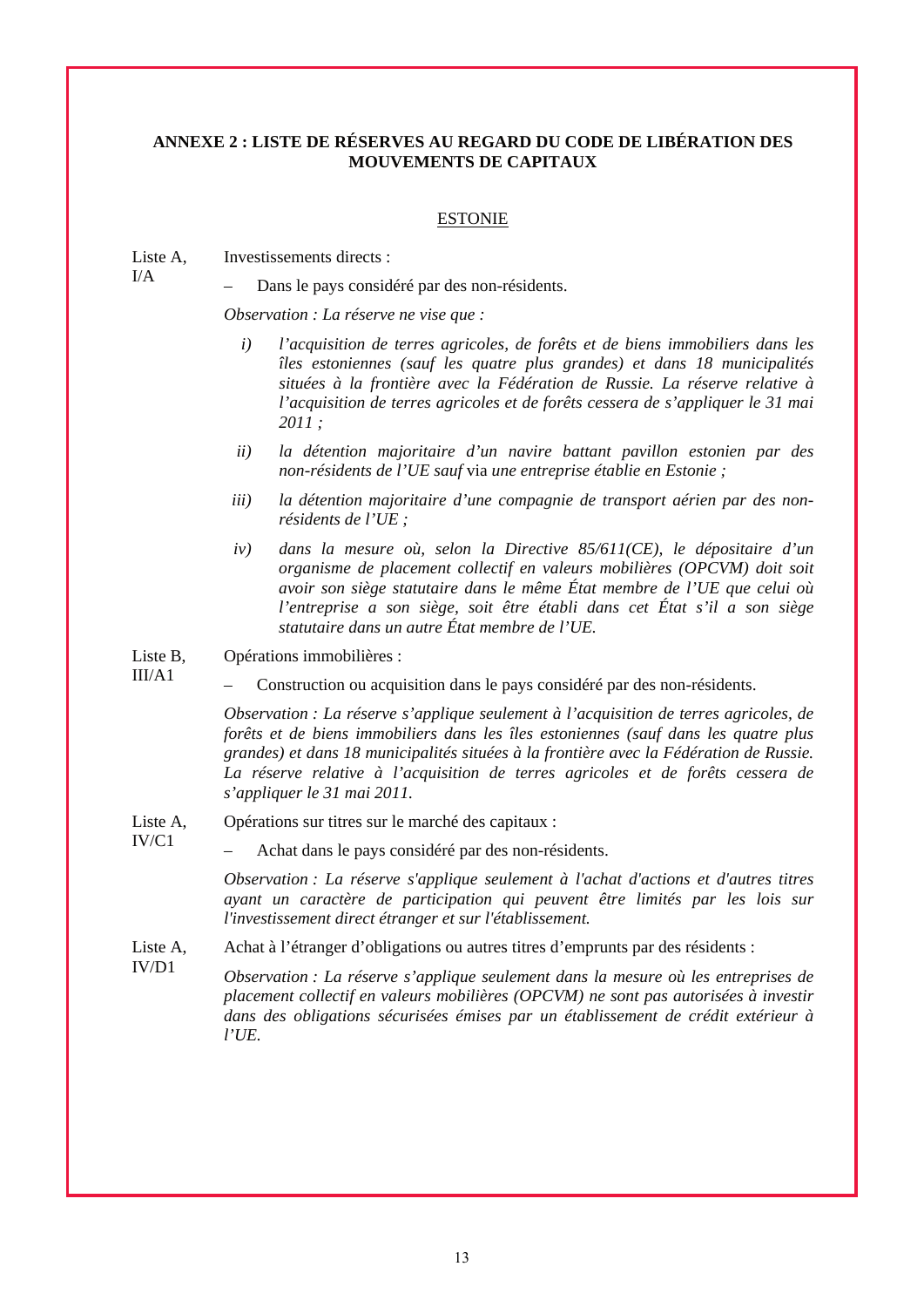**ANNEXE 2 : LISTE DE RÉSERVES AU REGARD DU CODE DE LIBÉRATION DES MOUVEMENTS DE CAPITAUX**

<u>ESTONIE</u>

Liste A, I/A

Investissements directs :

– Dans le pays considéré par des non-résidents.

*Observation : La réserve ne vise que :*

*i) l'acquisition de terres agricoles, de forêts et de biens immobiliers dans les îles estoniennes (sauf les quatre plus grandes) et dans 18 municipalités situées à la frontière avec la Fédération de Russie. La réserve relative à l'acquisition de terres agricoles et de forêts cessera de s'appliquer le 31 mai 2011 ;*

*ii) la détention majoritaire d'un navire battant pavillon estonien par des non-résidents de l'UE sauf* via *une entreprise établie en Estonie ;*

*iii) la détention majoritaire d'une compagnie de transport aérien par des non-résidents de l'UE ;*

*iv) dans la mesure où, selon la Directive 85/611(CE), le dépositaire d'un organisme de placement collectif en valeurs mobilières (OPCVM) doit soit avoir son siège statutaire dans le même État membre de l'UE que celui où l'entreprise a son siège, soit être établi dans cet État s'il a son siège statutaire dans un autre État membre de l'UE.*

Liste B, III/A1

Opérations immobilières :

– Construction ou acquisition dans le pays considéré par des non-résidents.

*Observation : La réserve s'applique seulement à l'acquisition de terres agricoles, de forêts et de biens immobiliers dans les îles estoniennes (sauf dans les quatre plus grandes) et dans 18 municipalités situées à la frontière avec la Fédération de Russie. La réserve relative à l'acquisition de terres agricoles et de forêts cessera de s'appliquer le 31 mai 2011.*

Liste A, IV/C1

Opérations sur titres sur le marché des capitaux :

– Achat dans le pays considéré par des non-résidents.

*Observation : La réserve s'applique seulement à l'achat d'actions et d'autres titres ayant un caractère de participation qui peuvent être limités par les lois sur l'investissement direct étranger et sur l'établissement.*

Liste A, IV/D1

Achat à l'étranger d'obligations ou autres titres d'emprunts par des résidents :

*Observation : La réserve s'applique seulement dans la mesure où les entreprises de placement collectif en valeurs mobilières (OPCVM) ne sont pas autorisées à investir dans des obligations sécurisées émises par un établissement de crédit extérieur à l'UE.*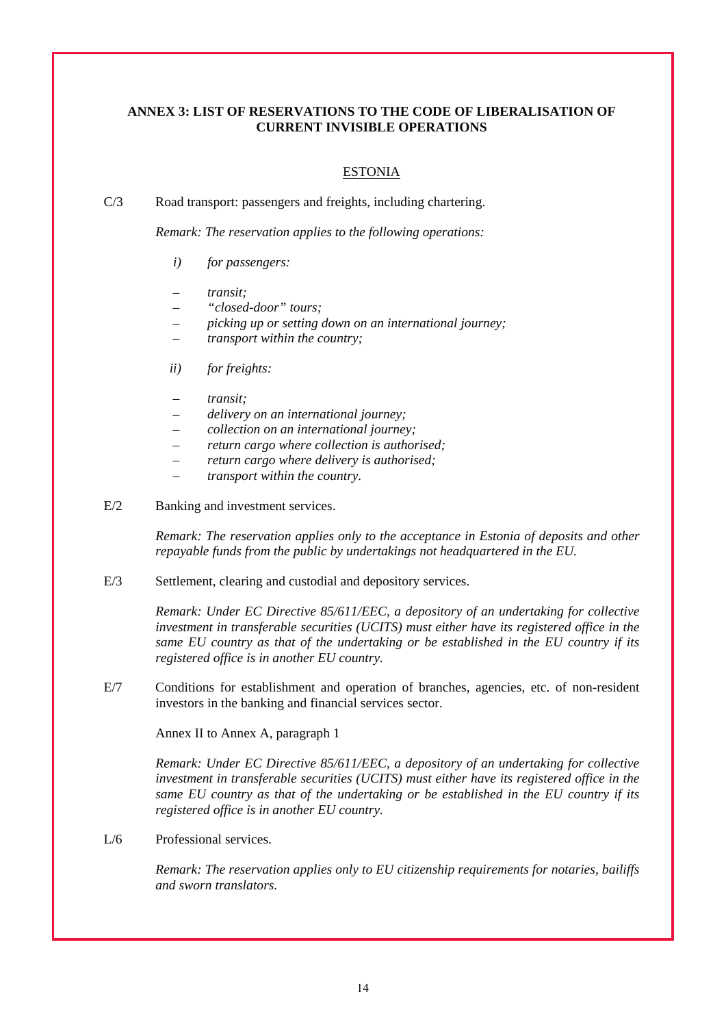## ANNEX 3: LIST OF RESERVATIONS TO THE CODE OF LIBERALISATION OF CURRENT INVISIBLE OPERATIONS

### ESTONIA

C/3 Road transport: passengers and freights, including chartering.

*Remark: The reservation applies to the following operations:*

*i) for passengers:*

- *transit;*
- *"closed-door" tours;*
- *picking up or setting down on an international journey;*
- *transport within the country;*

*ii) for freights:*

- *transit;*
- *delivery on an international journey;*
- *collection on an international journey;*
- *return cargo where collection is authorised;*
- *return cargo where delivery is authorised;*
- *transport within the country.*

E/2 Banking and investment services.

*Remark: The reservation applies only to the acceptance in Estonia of deposits and other repayable funds from the public by undertakings not headquartered in the EU.*

E/3 Settlement, clearing and custodial and depository services.

*Remark: Under EC Directive 85/611/EEC, a depository of an undertaking for collective investment in transferable securities (UCITS) must either have its registered office in the same EU country as that of the undertaking or be established in the EU country if its registered office is in another EU country.*

E/7 Conditions for establishment and operation of branches, agencies, etc. of non-resident investors in the banking and financial services sector.

Annex II to Annex A, paragraph 1

*Remark: Under EC Directive 85/611/EEC, a depository of an undertaking for collective investment in transferable securities (UCITS) must either have its registered office in the same EU country as that of the undertaking or be established in the EU country if its registered office is in another EU country.*

L/6 Professional services.

*Remark: The reservation applies only to EU citizenship requirements for notaries, bailiffs and sworn translators.*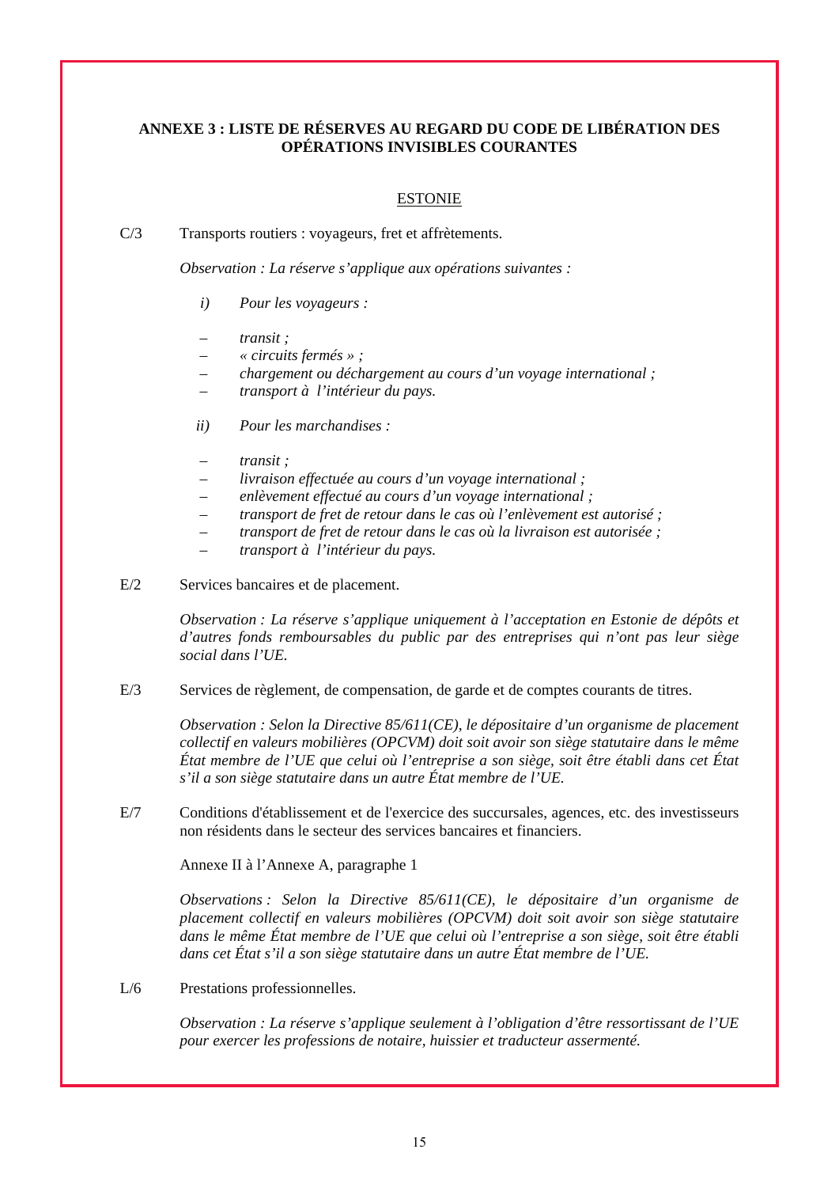**ANNEXE 3 : LISTE DE RÉSERVES AU REGARD DU CODE DE LIBÉRATION DES OPÉRATIONS INVISIBLES COURANTES**

ESTONIE

C/3 Transports routiers : voyageurs, fret et affrètements.

*Observation : La réserve s'applique aux opérations suivantes :*

*i) Pour les voyageurs :*

- *transit ;*
- *« circuits fermés » ;*
- *chargement ou déchargement au cours d'un voyage international ;*
- *transport à l'intérieur du pays.*

*ii) Pour les marchandises :*

- *transit ;*
- *livraison effectuée au cours d'un voyage international ;*
- *enlèvement effectué au cours d'un voyage international ;*
- *transport de fret de retour dans le cas où l'enlèvement est autorisé ;*
- *transport de fret de retour dans le cas où la livraison est autorisée ;*
- *transport à l'intérieur du pays.*

E/2 Services bancaires et de placement.

*Observation : La réserve s'applique uniquement à l'acceptation en Estonie de dépôts et d'autres fonds remboursables du public par des entreprises qui n'ont pas leur siège social dans l'UE.*

E/3 Services de règlement, de compensation, de garde et de comptes courants de titres.

*Observation : Selon la Directive 85/611(CE), le dépositaire d'un organisme de placement collectif en valeurs mobilières (OPCVM) doit soit avoir son siège statutaire dans le même État membre de l'UE que celui où l'entreprise a son siège, soit être établi dans cet État s'il a son siège statutaire dans un autre État membre de l'UE.*

E/7 Conditions d'établissement et de l'exercice des succursales, agences, etc. des investisseurs non résidents dans le secteur des services bancaires et financiers.

Annexe II à l'Annexe A, paragraphe 1

*Observations : Selon la Directive 85/611(CE), le dépositaire d'un organisme de placement collectif en valeurs mobilières (OPCVM) doit soit avoir son siège statutaire dans le même État membre de l'UE que celui où l'entreprise a son siège, soit être établi dans cet État s'il a son siège statutaire dans un autre État membre de l'UE.*

L/6 Prestations professionnelles.

*Observation : La réserve s'applique seulement à l'obligation d'être ressortissant de l'UE pour exercer les professions de notaire, huissier et traducteur assermenté.*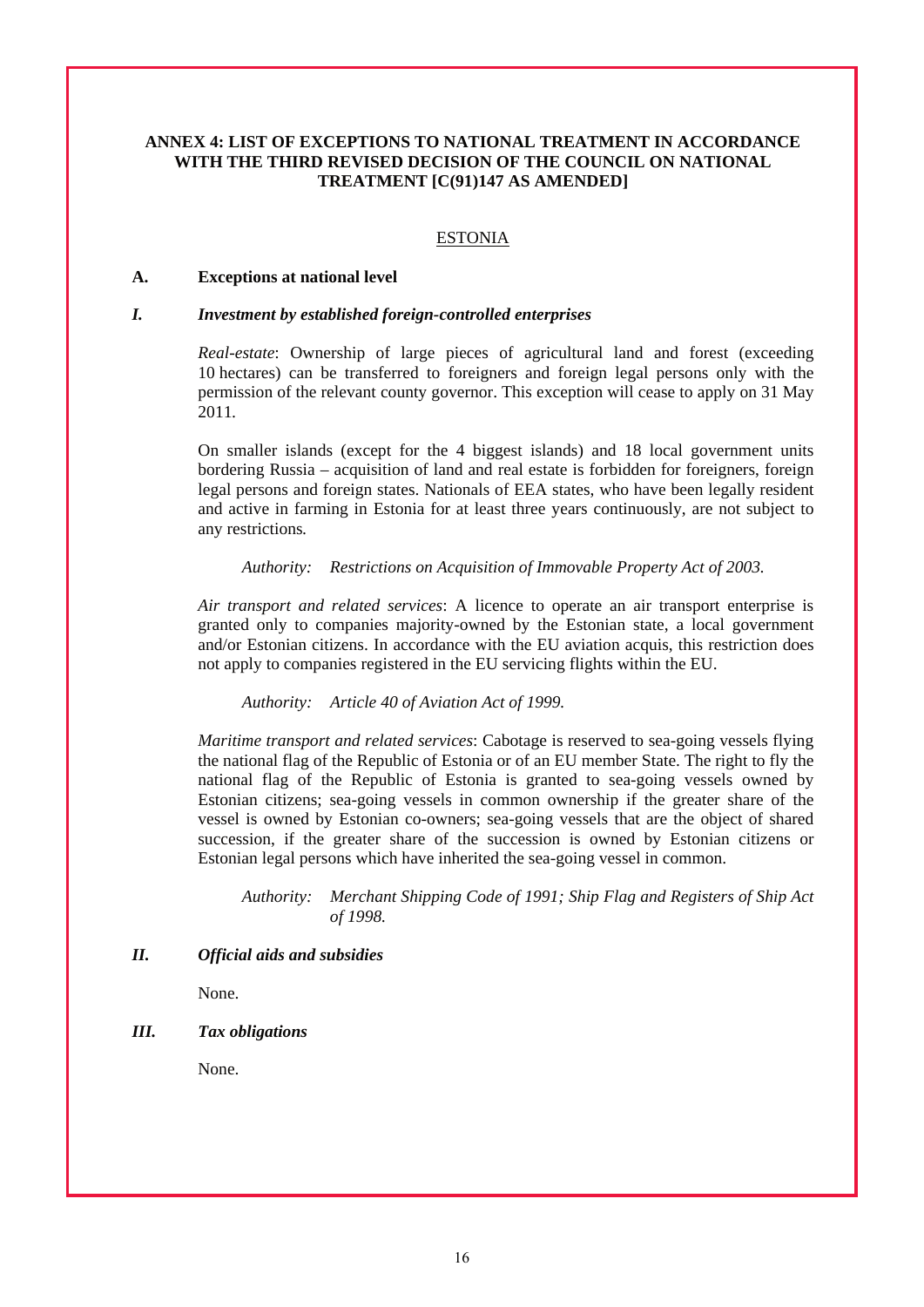**ANNEX 4: LIST OF EXCEPTIONS TO NATIONAL TREATMENT IN ACCORDANCE WITH THE THIRD REVISED DECISION OF THE COUNCIL ON NATIONAL TREATMENT [C(91)147 AS AMENDED]**

ESTONIA

**A. Exceptions at national level**

***I. Investment by established foreign-controlled enterprises***

*Real-estate*: Ownership of large pieces of agricultural land and forest (exceeding 10 hectares) can be transferred to foreigners and foreign legal persons only with the permission of the relevant county governor. This exception will cease to apply on 31 May 2011.

On smaller islands (except for the 4 biggest islands) and 18 local government units bordering Russia – acquisition of land and real estate is forbidden for foreigners, foreign legal persons and foreign states. Nationals of EEA states, who have been legally resident and active in farming in Estonia for at least three years continuously, are not subject to any restrictions.

*Authority: Restrictions on Acquisition of Immovable Property Act of 2003.*

*Air transport and related services*: A licence to operate an air transport enterprise is granted only to companies majority-owned by the Estonian state, a local government and/or Estonian citizens. In accordance with the EU aviation acquis, this restriction does not apply to companies registered in the EU servicing flights within the EU.

*Authority: Article 40 of Aviation Act of 1999.*

*Maritime transport and related services*: Cabotage is reserved to sea-going vessels flying the national flag of the Republic of Estonia or of an EU member State. The right to fly the national flag of the Republic of Estonia is granted to sea-going vessels owned by Estonian citizens; sea-going vessels in common ownership if the greater share of the vessel is owned by Estonian co-owners; sea-going vessels that are the object of shared succession, if the greater share of the succession is owned by Estonian citizens or Estonian legal persons which have inherited the sea-going vessel in common.

*Authority: Merchant Shipping Code of 1991; Ship Flag and Registers of Ship Act of 1998.*

***II. Official aids and subsidies***

None.

***III. Tax obligations***

None.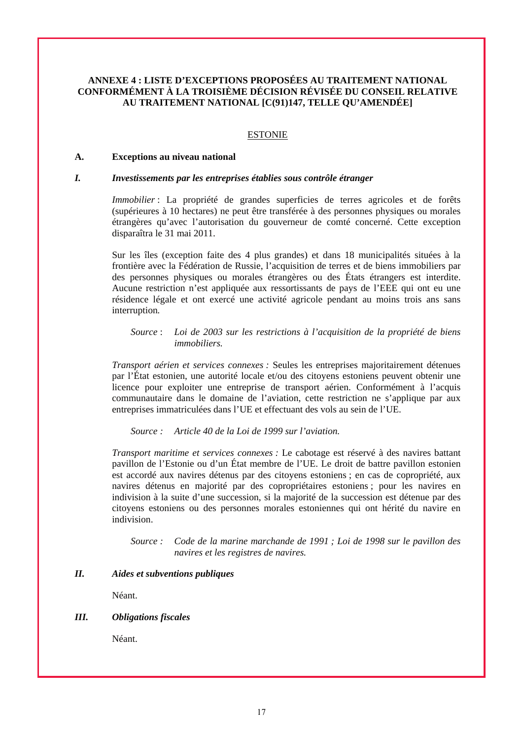**ANNEXE 4 : LISTE D'EXCEPTIONS PROPOSÉES AU TRAITEMENT NATIONAL CONFORMÉMENT À LA TROISIÈME DÉCISION RÉVISÉE DU CONSEIL RELATIVE AU TRAITEMENT NATIONAL [C(91)147, TELLE QU'AMENDÉE]**

ESTONIE

**A. Exceptions au niveau national**

***I. Investissements par les entreprises établies sous contrôle étranger***

*Immobilier* : La propriété de grandes superficies de terres agricoles et de forêts (supérieures à 10 hectares) ne peut être transférée à des personnes physiques ou morales étrangères qu'avec l'autorisation du gouverneur de comté concerné. Cette exception disparaîtra le 31 mai 2011.

Sur les îles (exception faite des 4 plus grandes) et dans 18 municipalités situées à la frontière avec la Fédération de Russie, l'acquisition de terres et de biens immobiliers par des personnes physiques ou morales étrangères ou des États étrangers est interdite. Aucune restriction n'est appliquée aux ressortissants de pays de l'EEE qui ont eu une résidence légale et ont exercé une activité agricole pendant au moins trois ans sans interruption.

*Source* : *Loi de 2003 sur les restrictions à l'acquisition de la propriété de biens immobiliers.*

*Transport aérien et services connexes :* Seules les entreprises majoritairement détenues par l'État estonien, une autorité locale et/ou des citoyens estoniens peuvent obtenir une licence pour exploiter une entreprise de transport aérien. Conformément à l'acquis communautaire dans le domaine de l'aviation, cette restriction ne s'applique par aux entreprises immatriculées dans l'UE et effectuant des vols au sein de l'UE.

*Source : Article 40 de la Loi de 1999 sur l'aviation.*

*Transport maritime et services connexes :* Le cabotage est réservé à des navires battant pavillon de l'Estonie ou d'un État membre de l'UE. Le droit de battre pavillon estonien est accordé aux navires détenus par des citoyens estoniens ; en cas de copropriété, aux navires détenus en majorité par des copropriétaires estoniens ; pour les navires en indivision à la suite d'une succession, si la majorité de la succession est détenue par des citoyens estoniens ou des personnes morales estoniennes qui ont hérité du navire en indivision.

*Source : Code de la marine marchande de 1991 ; Loi de 1998 sur le pavillon des navires et les registres de navires.*

***II. Aides et subventions publiques***

Néant.

***III. Obligations fiscales***

Néant.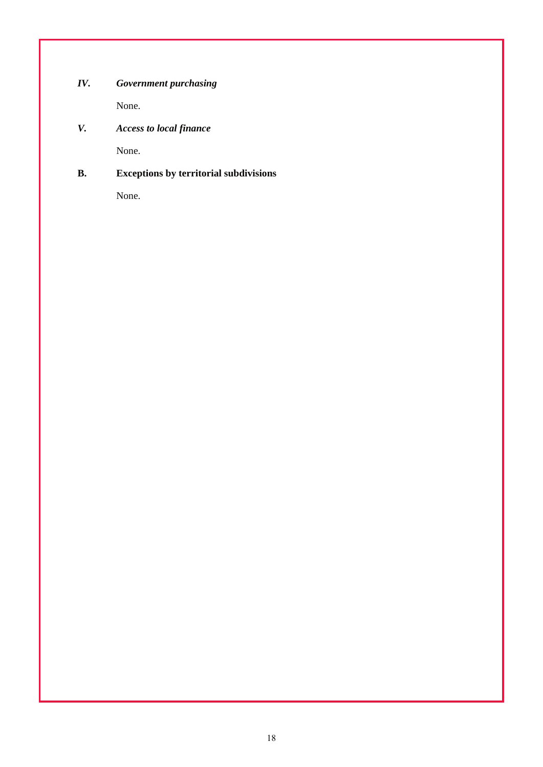### *IV. Government purchasing*

None.

### *V. Access to local finance*

None.

## B. Exceptions by territorial subdivisions

None.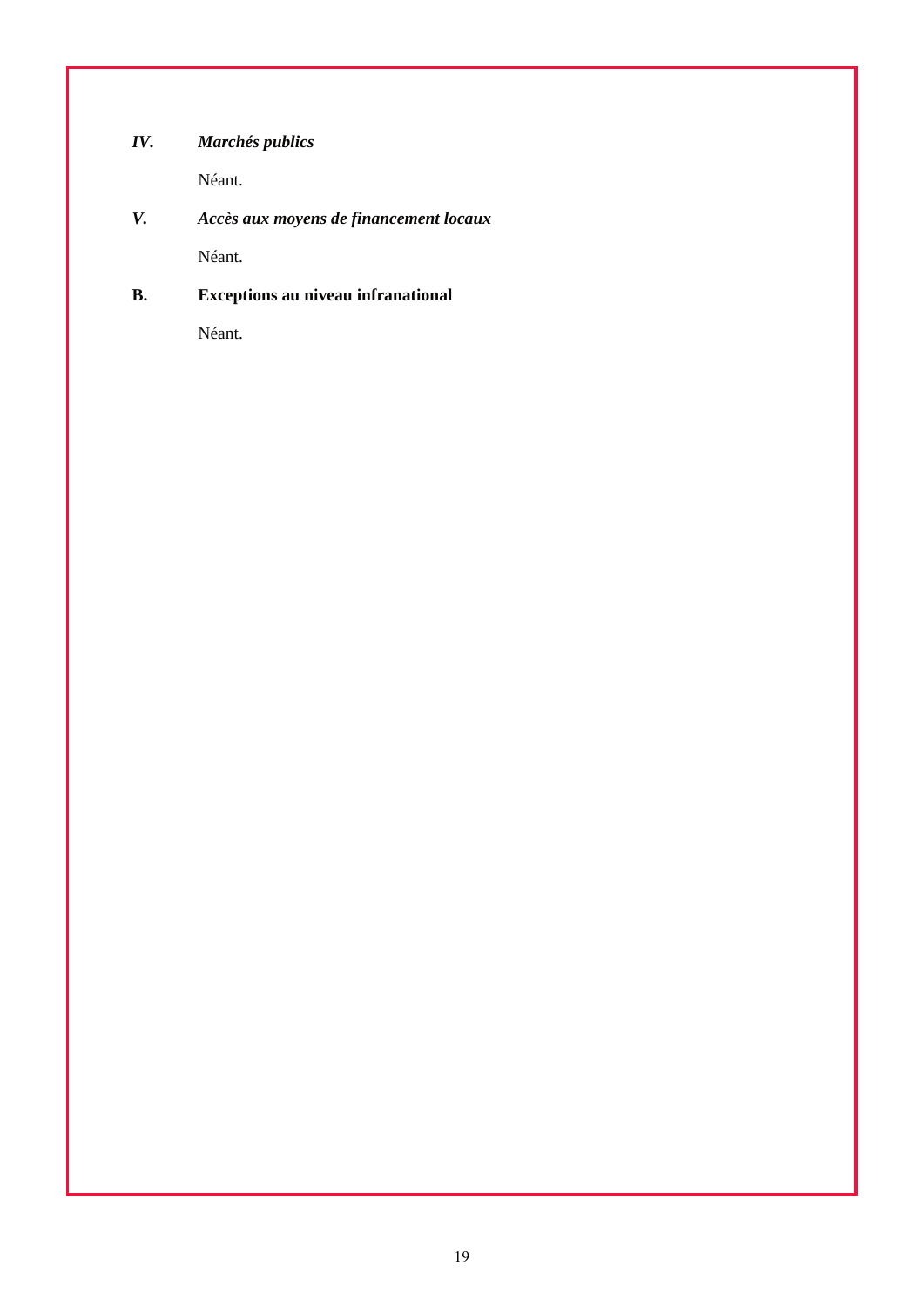### *IV. Marchés publics*

Néant.

### *V. Accès aux moyens de financement locaux*

Néant.

## B. Exceptions au niveau infranational

Néant.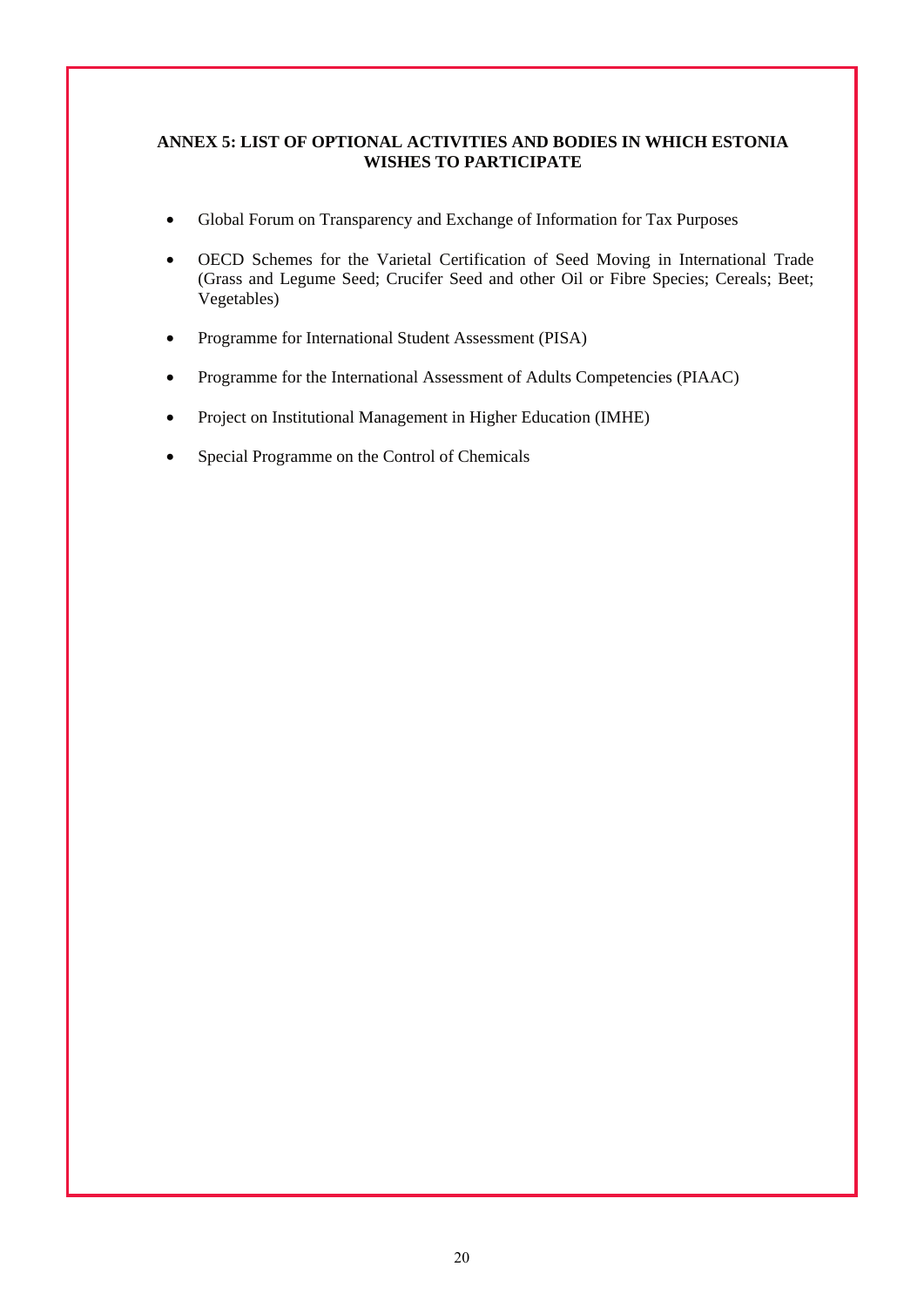## ANNEX 5: LIST OF OPTIONAL ACTIVITIES AND BODIES IN WHICH ESTONIA WISHES TO PARTICIPATE

- Global Forum on Transparency and Exchange of Information for Tax Purposes
- OECD Schemes for the Varietal Certification of Seed Moving in International Trade (Grass and Legume Seed; Crucifer Seed and other Oil or Fibre Species; Cereals; Beet; Vegetables)
- Programme for International Student Assessment (PISA)
- Programme for the International Assessment of Adults Competencies (PIAAC)
- Project on Institutional Management in Higher Education (IMHE)
- Special Programme on the Control of Chemicals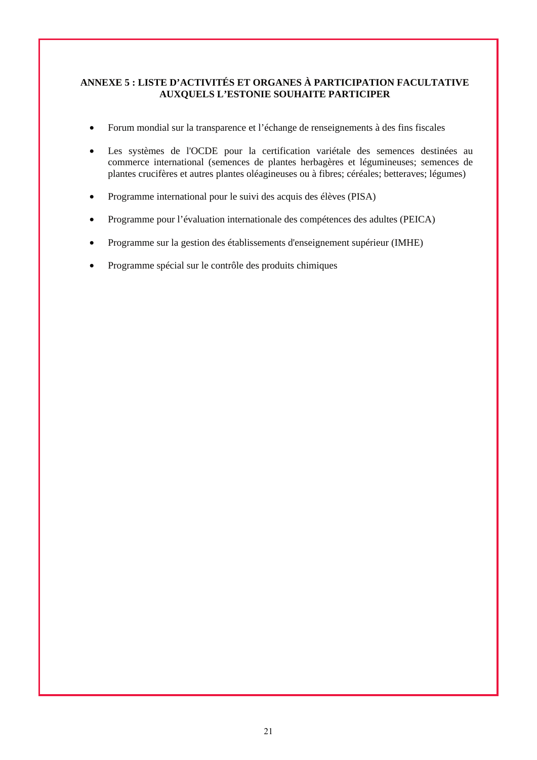## ANNEXE 5 : LISTE D'ACTIVITÉS ET ORGANES À PARTICIPATION FACULTATIVE AUXQUELS L'ESTONIE SOUHAITE PARTICIPER

- Forum mondial sur la transparence et l'échange de renseignements à des fins fiscales
- Les systèmes de l'OCDE pour la certification variétale des semences destinées au commerce international (semences de plantes herbagères et légumineuses; semences de plantes crucifères et autres plantes oléagineuses ou à fibres; céréales; betteraves; légumes)
- Programme international pour le suivi des acquis des élèves (PISA)
- Programme pour l'évaluation internationale des compétences des adultes (PEICA)
- Programme sur la gestion des établissements d'enseignement supérieur (IMHE)
- Programme spécial sur le contrôle des produits chimiques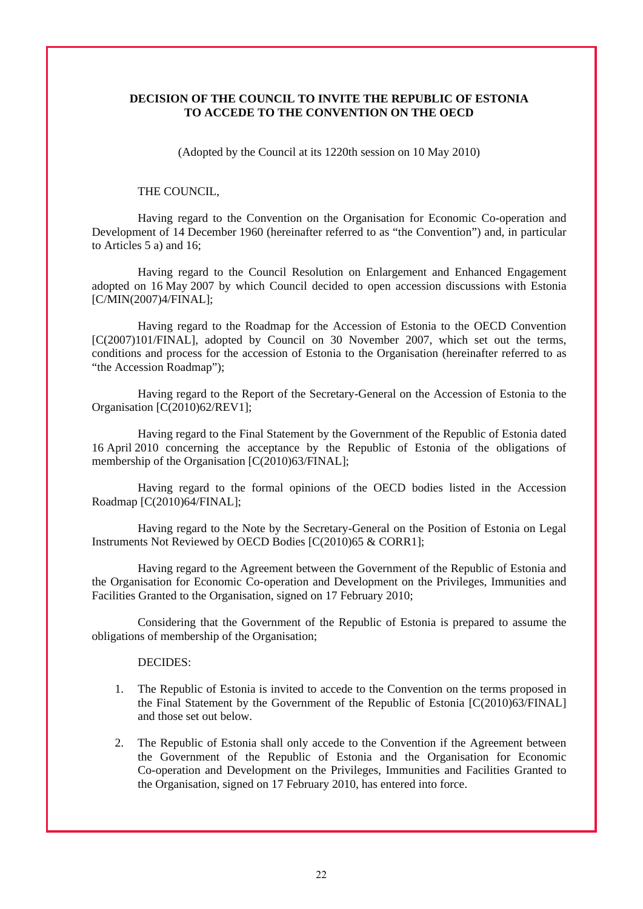**DECISION OF THE COUNCIL TO INVITE THE REPUBLIC OF ESTONIA TO ACCEDE TO THE CONVENTION ON THE OECD**

(Adopted by the Council at its 1220th session on 10 May 2010)

THE COUNCIL,

Having regard to the Convention on the Organisation for Economic Co-operation and Development of 14 December 1960 (hereinafter referred to as "the Convention") and, in particular to Articles 5 a) and 16;

Having regard to the Council Resolution on Enlargement and Enhanced Engagement adopted on 16 May 2007 by which Council decided to open accession discussions with Estonia [C/MIN(2007)4/FINAL];

Having regard to the Roadmap for the Accession of Estonia to the OECD Convention [C(2007)101/FINAL], adopted by Council on 30 November 2007, which set out the terms, conditions and process for the accession of Estonia to the Organisation (hereinafter referred to as "the Accession Roadmap");

Having regard to the Report of the Secretary-General on the Accession of Estonia to the Organisation [C(2010)62/REV1];

Having regard to the Final Statement by the Government of the Republic of Estonia dated 16 April 2010 concerning the acceptance by the Republic of Estonia of the obligations of membership of the Organisation [C(2010)63/FINAL];

Having regard to the formal opinions of the OECD bodies listed in the Accession Roadmap [C(2010)64/FINAL];

Having regard to the Note by the Secretary-General on the Position of Estonia on Legal Instruments Not Reviewed by OECD Bodies [C(2010)65 & CORR1];

Having regard to the Agreement between the Government of the Republic of Estonia and the Organisation for Economic Co-operation and Development on the Privileges, Immunities and Facilities Granted to the Organisation, signed on 17 February 2010;

Considering that the Government of the Republic of Estonia is prepared to assume the obligations of membership of the Organisation;

DECIDES:

1. The Republic of Estonia is invited to accede to the Convention on the terms proposed in the Final Statement by the Government of the Republic of Estonia [C(2010)63/FINAL] and those set out below.

2. The Republic of Estonia shall only accede to the Convention if the Agreement between the Government of the Republic of Estonia and the Organisation for Economic Co-operation and Development on the Privileges, Immunities and Facilities Granted to the Organisation, signed on 17 February 2010, has entered into force.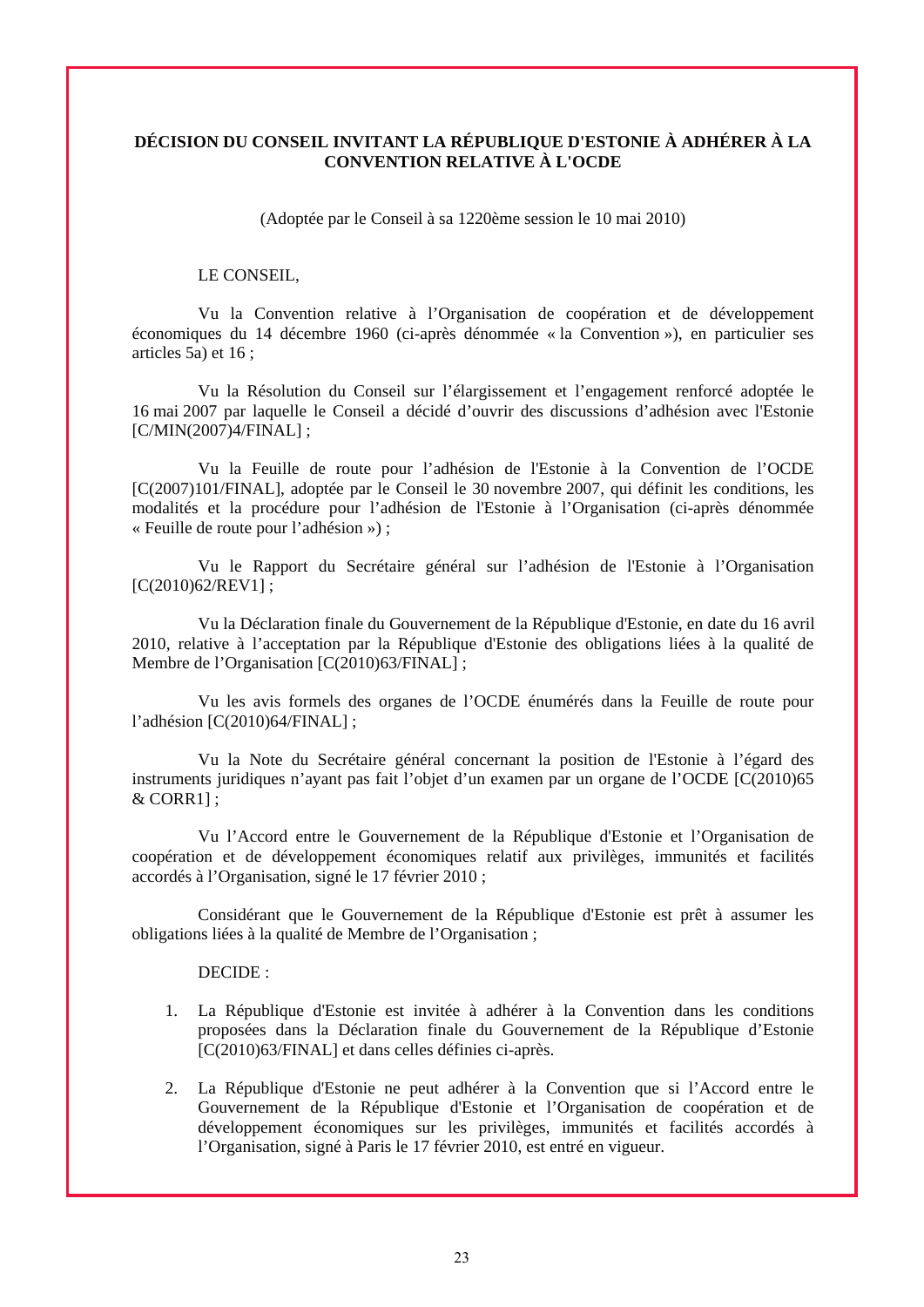**DÉCISION DU CONSEIL INVITANT LA RÉPUBLIQUE D'ESTONIE À ADHÉRER À LA CONVENTION RELATIVE À L'OCDE**

(Adoptée par le Conseil à sa 1220ème session le 10 mai 2010)

LE CONSEIL,

Vu la Convention relative à l'Organisation de coopération et de développement économiques du 14 décembre 1960 (ci-après dénommée « la Convention »), en particulier ses articles 5a) et 16 ;

Vu la Résolution du Conseil sur l'élargissement et l'engagement renforcé adoptée le 16 mai 2007 par laquelle le Conseil a décidé d'ouvrir des discussions d'adhésion avec l'Estonie [C/MIN(2007)4/FINAL] ;

Vu la Feuille de route pour l'adhésion de l'Estonie à la Convention de l'OCDE [C(2007)101/FINAL], adoptée par le Conseil le 30 novembre 2007, qui définit les conditions, les modalités et la procédure pour l'adhésion de l'Estonie à l'Organisation (ci-après dénommée « Feuille de route pour l'adhésion ») ;

Vu le Rapport du Secrétaire général sur l'adhésion de l'Estonie à l'Organisation [C(2010)62/REV1] ;

Vu la Déclaration finale du Gouvernement de la République d'Estonie, en date du 16 avril 2010, relative à l'acceptation par la République d'Estonie des obligations liées à la qualité de Membre de l'Organisation [C(2010)63/FINAL] ;

Vu les avis formels des organes de l'OCDE énumérés dans la Feuille de route pour l'adhésion [C(2010)64/FINAL] ;

Vu la Note du Secrétaire général concernant la position de l'Estonie à l'égard des instruments juridiques n'ayant pas fait l'objet d'un examen par un organe de l'OCDE [C(2010)65 & CORR1] ;

Vu l'Accord entre le Gouvernement de la République d'Estonie et l'Organisation de coopération et de développement économiques relatif aux privilèges, immunités et facilités accordés à l'Organisation, signé le 17 février 2010 ;

Considérant que le Gouvernement de la République d'Estonie est prêt à assumer les obligations liées à la qualité de Membre de l'Organisation ;

DECIDE :

1. La République d'Estonie est invitée à adhérer à la Convention dans les conditions proposées dans la Déclaration finale du Gouvernement de la République d'Estonie [C(2010)63/FINAL] et dans celles définies ci-après.

2. La République d'Estonie ne peut adhérer à la Convention que si l'Accord entre le Gouvernement de la République d'Estonie et l'Organisation de coopération et de développement économiques sur les privilèges, immunités et facilités accordés à l'Organisation, signé à Paris le 17 février 2010, est entré en vigueur.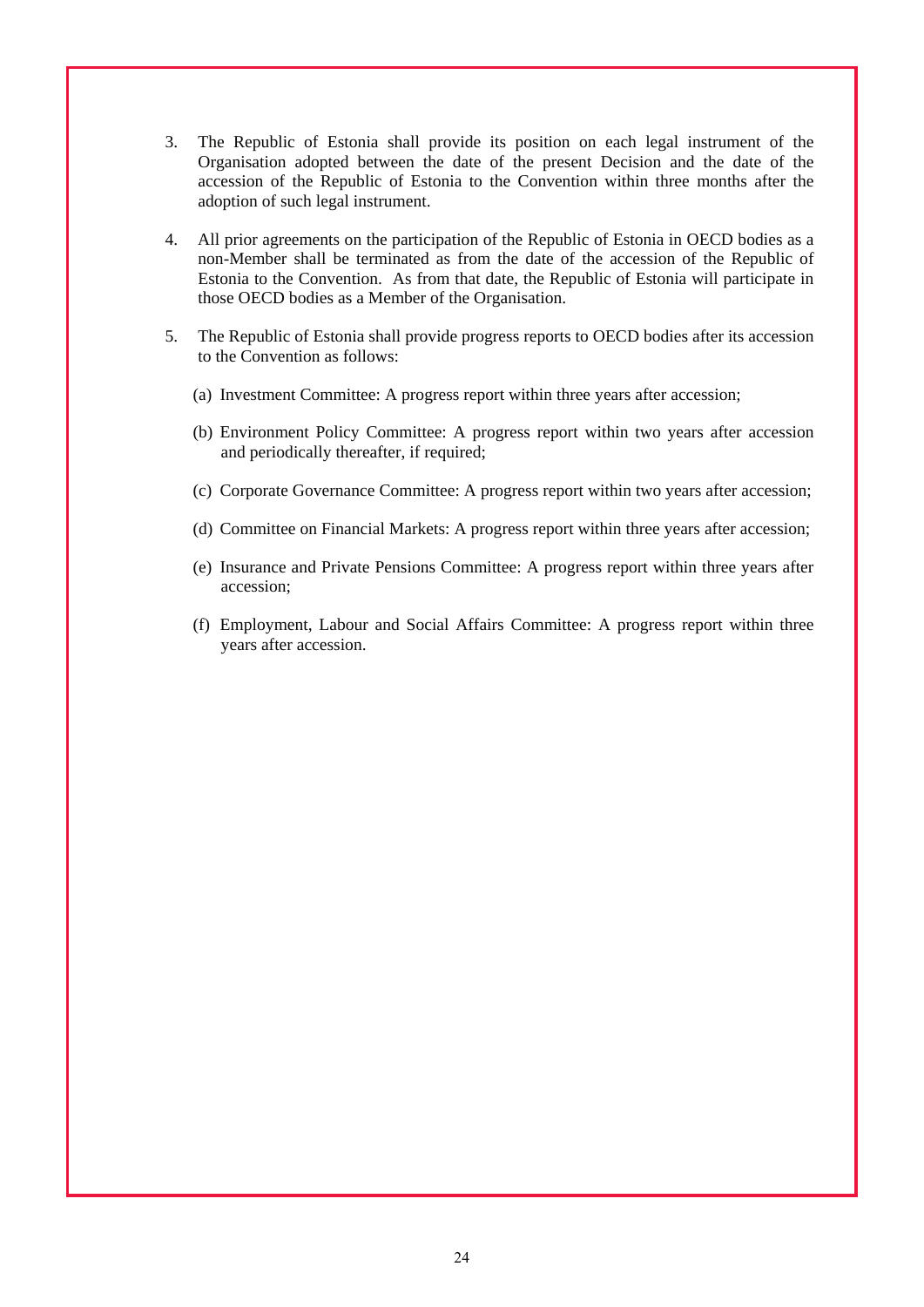3. The Republic of Estonia shall provide its position on each legal instrument of the Organisation adopted between the date of the present Decision and the date of the accession of the Republic of Estonia to the Convention within three months after the adoption of such legal instrument.

4. All prior agreements on the participation of the Republic of Estonia in OECD bodies as a non-Member shall be terminated as from the date of the accession of the Republic of Estonia to the Convention. As from that date, the Republic of Estonia will participate in those OECD bodies as a Member of the Organisation.

5. The Republic of Estonia shall provide progress reports to OECD bodies after its accession to the Convention as follows:

   (a) Investment Committee: A progress report within three years after accession;

   (b) Environment Policy Committee: A progress report within two years after accession and periodically thereafter, if required;

   (c) Corporate Governance Committee: A progress report within two years after accession;

   (d) Committee on Financial Markets: A progress report within three years after accession;

   (e) Insurance and Private Pensions Committee: A progress report within three years after accession;

   (f) Employment, Labour and Social Affairs Committee: A progress report within three years after accession.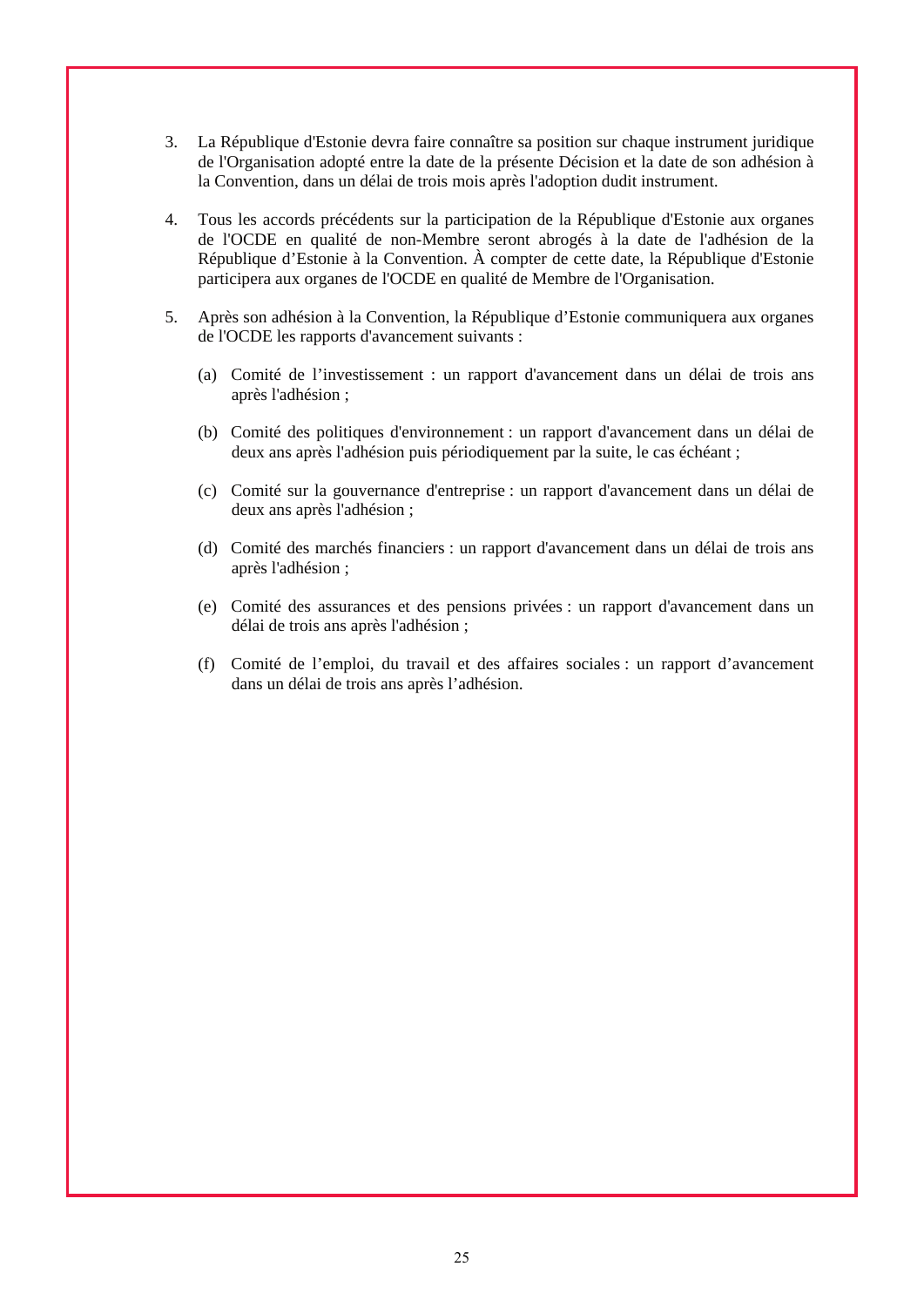3. La République d'Estonie devra faire connaître sa position sur chaque instrument juridique de l'Organisation adopté entre la date de la présente Décision et la date de son adhésion à la Convention, dans un délai de trois mois après l'adoption dudit instrument.

4. Tous les accords précédents sur la participation de la République d'Estonie aux organes de l'OCDE en qualité de non-Membre seront abrogés à la date de l'adhésion de la République d'Estonie à la Convention. À compter de cette date, la République d'Estonie participera aux organes de l'OCDE en qualité de Membre de l'Organisation.

5. Après son adhésion à la Convention, la République d'Estonie communiquera aux organes de l'OCDE les rapports d'avancement suivants :

   (a) Comité de l'investissement : un rapport d'avancement dans un délai de trois ans après l'adhésion ;

   (b) Comité des politiques d'environnement : un rapport d'avancement dans un délai de deux ans après l'adhésion puis périodiquement par la suite, le cas échéant ;

   (c) Comité sur la gouvernance d'entreprise : un rapport d'avancement dans un délai de deux ans après l'adhésion ;

   (d) Comité des marchés financiers : un rapport d'avancement dans un délai de trois ans après l'adhésion ;

   (e) Comité des assurances et des pensions privées : un rapport d'avancement dans un délai de trois ans après l'adhésion ;

   (f) Comité de l'emploi, du travail et des affaires sociales : un rapport d'avancement dans un délai de trois ans après l'adhésion.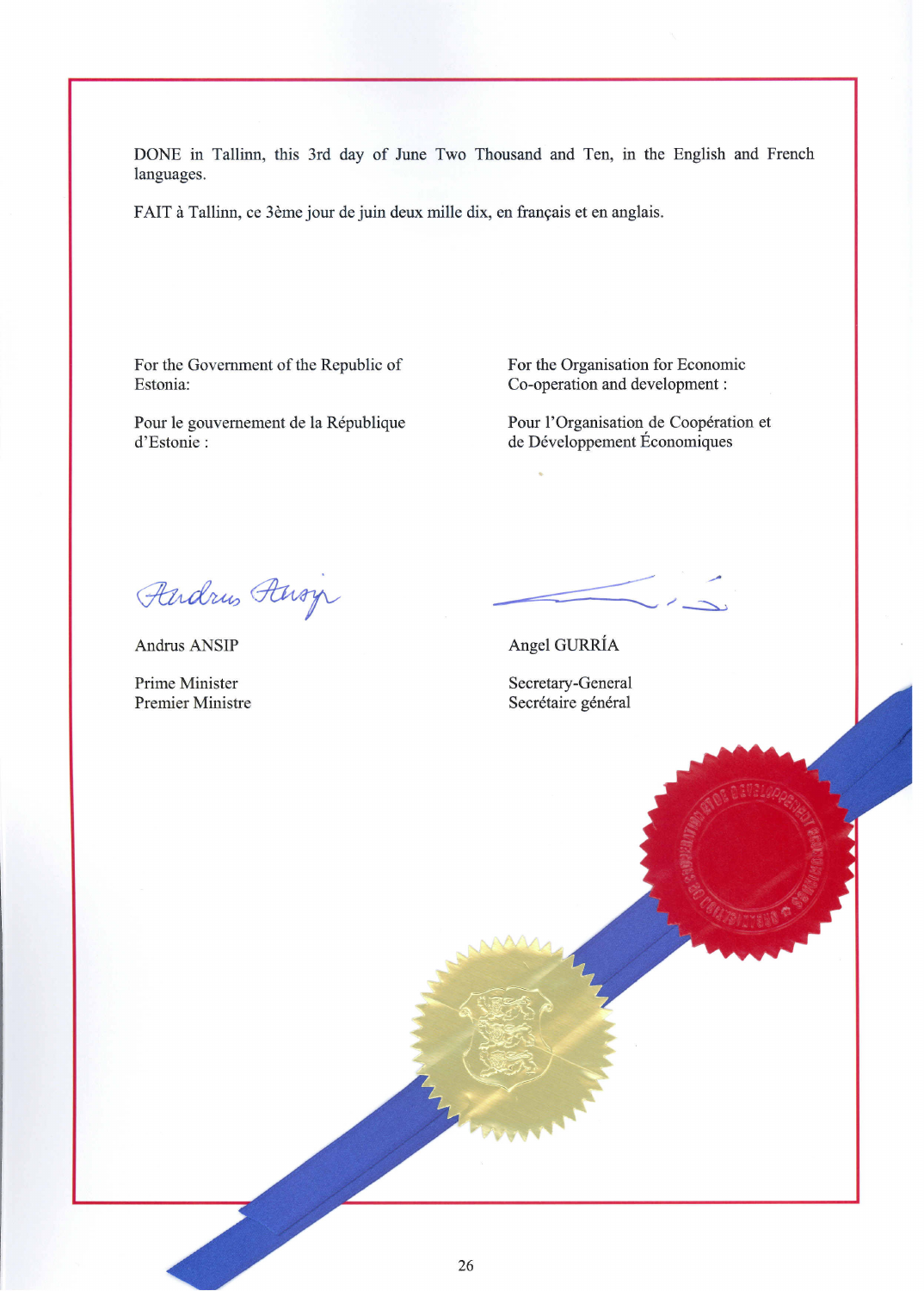DONE in Tallinn, this 3rd day of June Two Thousand and Ten, in the English and French languages.

FAIT à Tallinn, ce 3ème jour de juin deux mille dix, en français et en anglais.

For the Government of the Republic of Estonia:

Pour le gouvernement de la République d'Estonie :

Andrus ANSIP

Prime Minister
Premier Ministre

For the Organisation for Economic Co-operation and development :

Pour l'Organisation de Coopération et de Développement Économiques

Angel GURRÍA

Secretary-General
Secrétaire général